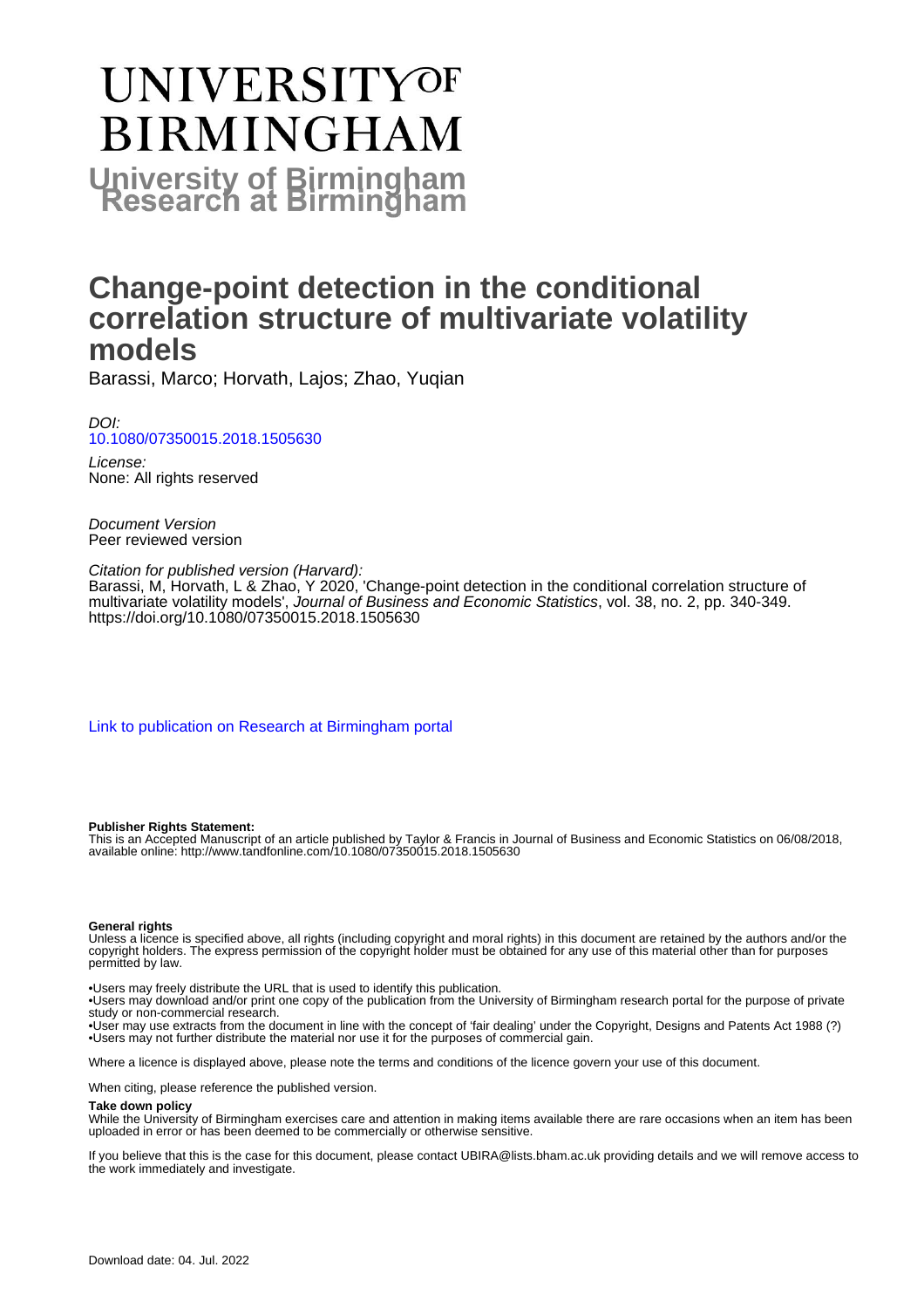# UNIVERSITY<sup>OF</sup> BIRMINGHAM

**University of Birmingham Research at Birmingham**

# Change-point detection in the conditional correlation structure of multivariate volatility models

Barassi, Marco; Horvath, Lajos; Zhao, Yuqian

*DOI:*
[10.1080/07350015.2018.1505630](10.1080/07350015.2018.1505630)

*License:*
None: All rights reserved

*Document Version*
Peer reviewed version

*Citation for published version (Harvard):*
Barassi, M, Horvath, L & Zhao, Y 2020, 'Change-point detection in the conditional correlation structure of multivariate volatility models', *Journal of Business and Economic Statistics*, vol. 38, no. 2, pp. 340-349. https://doi.org/10.1080/07350015.2018.1505630

[Link to publication on Research at Birmingham portal]

**Publisher Rights Statement:**
This is an Accepted Manuscript of an article published by Taylor & Francis in Journal of Business and Economic Statistics on 06/08/2018, available online: http://www.tandfonline.com/10.1080/07350015.2018.1505630

**General rights**
Unless a licence is specified above, all rights (including copyright and moral rights) in this document are retained by the authors and/or the copyright holders. The express permission of the copyright holder must be obtained for any use of this material other than for purposes permitted by law.

•Users may freely distribute the URL that is used to identify this publication.
•Users may download and/or print one copy of the publication from the University of Birmingham research portal for the purpose of private study or non-commercial research.
•User may use extracts from the document in line with the concept of 'fair dealing' under the Copyright, Designs and Patents Act 1988 (?)
•Users may not further distribute the material nor use it for the purposes of commercial gain.

Where a licence is displayed above, please note the terms and conditions of the licence govern your use of this document.

When citing, please reference the published version.

**Take down policy**
While the University of Birmingham exercises care and attention in making items available there are rare occasions when an item has been uploaded in error or has been deemed to be commercially or otherwise sensitive.

If you believe that this is the case for this document, please contact UBIRA@lists.bham.ac.uk providing details and we will remove access to the work immediately and investigate.

Download date: 04. Jul. 2022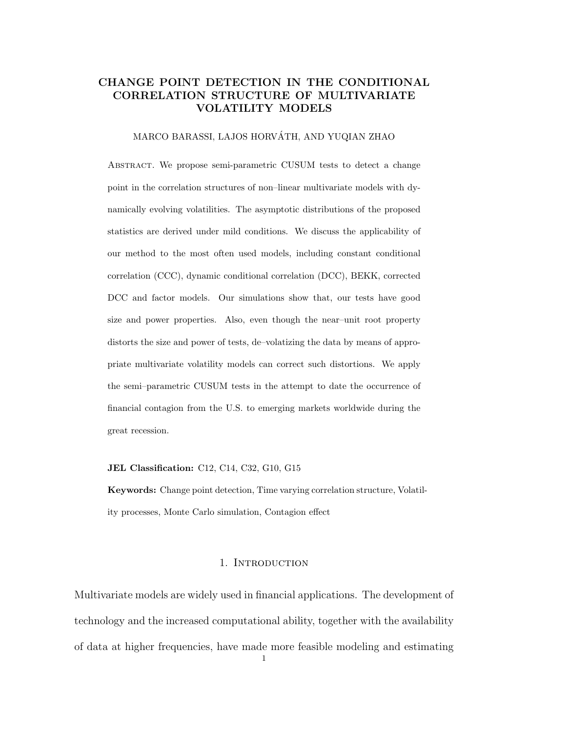# CHANGE POINT DETECTION IN THE CONDITIONAL CORRELATION STRUCTURE OF MULTIVARIATE VOLATILITY MODELS

MARCO BARASSI, LAJOS HORVÁTH, AND YUQIAN ZHAO

Abstract. We propose semi-parametric CUSUM tests to detect a change point in the correlation structures of non–linear multivariate models with dynamically evolving volatilities. The asymptotic distributions of the proposed statistics are derived under mild conditions. We discuss the applicability of our method to the most often used models, including constant conditional correlation (CCC), dynamic conditional correlation (DCC), BEKK, corrected DCC and factor models. Our simulations show that, our tests have good size and power properties. Also, even though the near–unit root property distorts the size and power of tests, de–volatizing the data by means of appropriate multivariate volatility models can correct such distortions. We apply the semi–parametric CUSUM tests in the attempt to date the occurrence of financial contagion from the U.S. to emerging markets worldwide during the great recession.

**JEL Classification:** C12, C14, C32, G10, G15

**Keywords:** Change point detection, Time varying correlation structure, Volatility processes, Monte Carlo simulation, Contagion effect

## 1. Introduction

Multivariate models are widely used in financial applications. The development of technology and the increased computational ability, together with the availability of data at higher frequencies, have made more feasible modeling and estimating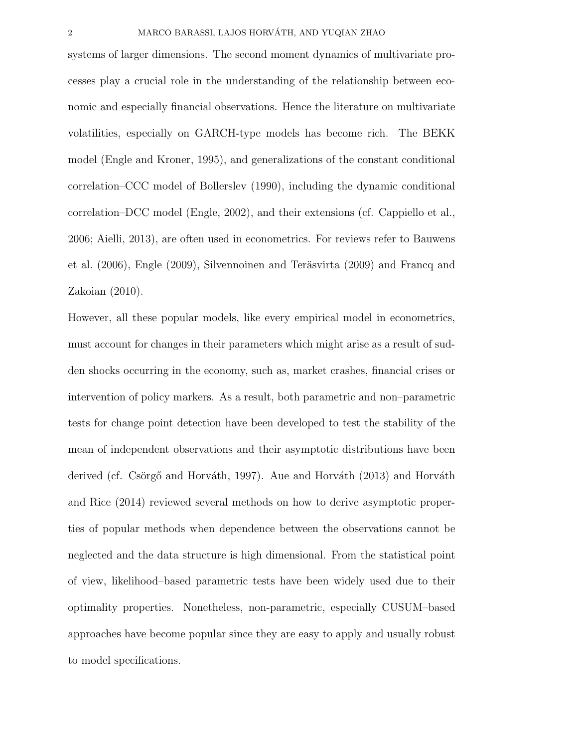systems of larger dimensions. The second moment dynamics of multivariate processes play a crucial role in the understanding of the relationship between economic and especially financial observations. Hence the literature on multivariate volatilities, especially on GARCH-type models has become rich. The BEKK model (Engle and Kroner, 1995), and generalizations of the constant conditional correlation–CCC model of Bollerslev (1990), including the dynamic conditional correlation–DCC model (Engle, 2002), and their extensions (cf. Cappiello et al., 2006; Aielli, 2013), are often used in econometrics. For reviews refer to Bauwens et al. (2006), Engle (2009), Silvennoinen and Teräsvirta (2009) and Francq and Zakoian (2010).

However, all these popular models, like every empirical model in econometrics, must account for changes in their parameters which might arise as a result of sudden shocks occurring in the economy, such as, market crashes, financial crises or intervention of policy markers. As a result, both parametric and non–parametric tests for change point detection have been developed to test the stability of the mean of independent observations and their asymptotic distributions have been derived (cf. Csörgő and Horváth, 1997). Aue and Horváth (2013) and Horváth and Rice (2014) reviewed several methods on how to derive asymptotic properties of popular methods when dependence between the observations cannot be neglected and the data structure is high dimensional. From the statistical point of view, likelihood–based parametric tests have been widely used due to their optimality properties. Nonetheless, non-parametric, especially CUSUM–based approaches have become popular since they are easy to apply and usually robust to model specifications.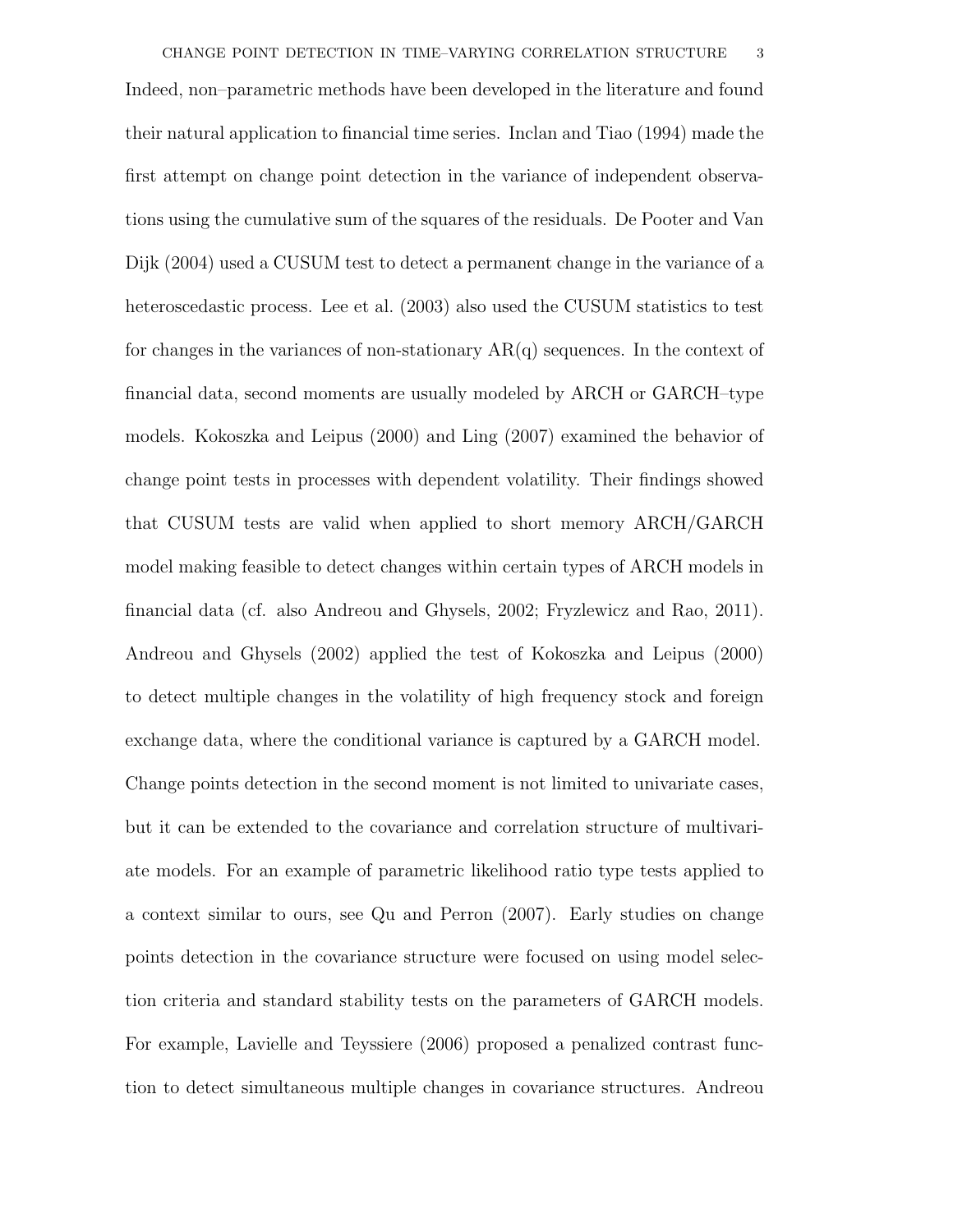Indeed, non–parametric methods have been developed in the literature and found their natural application to financial time series. Inclan and Tiao (1994) made the first attempt on change point detection in the variance of independent observations using the cumulative sum of the squares of the residuals. De Pooter and Van Dijk (2004) used a CUSUM test to detect a permanent change in the variance of a heteroscedastic process. Lee et al. (2003) also used the CUSUM statistics to test for changes in the variances of non-stationary AR(q) sequences. In the context of financial data, second moments are usually modeled by ARCH or GARCH–type models. Kokoszka and Leipus (2000) and Ling (2007) examined the behavior of change point tests in processes with dependent volatility. Their findings showed that CUSUM tests are valid when applied to short memory ARCH/GARCH model making feasible to detect changes within certain types of ARCH models in financial data (cf. also Andreou and Ghysels, 2002; Fryzlewicz and Rao, 2011). Andreou and Ghysels (2002) applied the test of Kokoszka and Leipus (2000) to detect multiple changes in the volatility of high frequency stock and foreign exchange data, where the conditional variance is captured by a GARCH model. Change points detection in the second moment is not limited to univariate cases, but it can be extended to the covariance and correlation structure of multivariate models. For an example of parametric likelihood ratio type tests applied to a context similar to ours, see Qu and Perron (2007). Early studies on change points detection in the covariance structure were focused on using model selection criteria and standard stability tests on the parameters of GARCH models. For example, Lavielle and Teyssiere (2006) proposed a penalized contrast function to detect simultaneous multiple changes in covariance structures. Andreou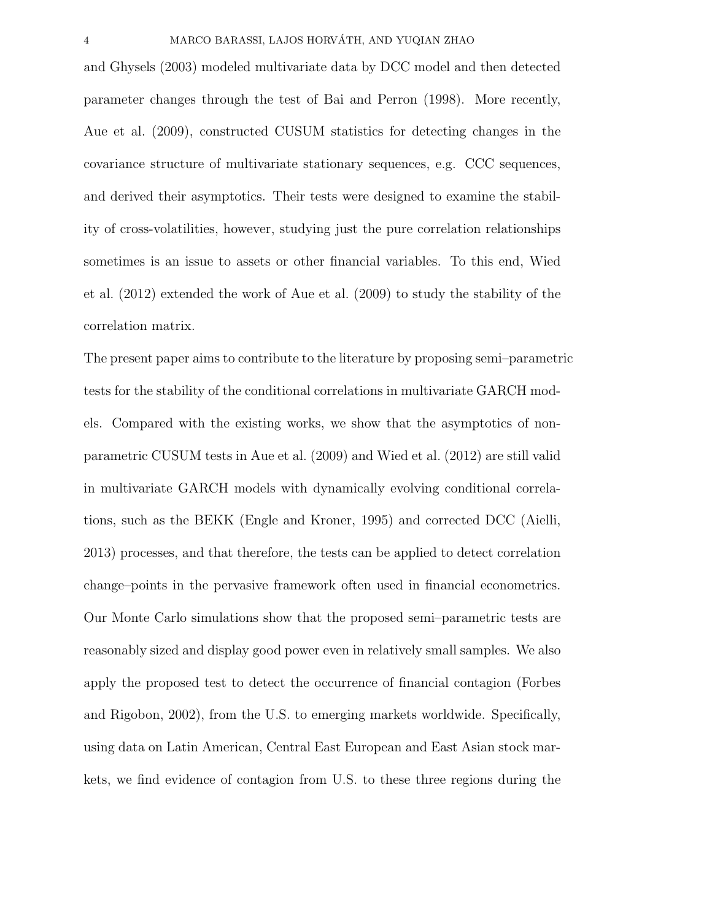and Ghysels (2003) modeled multivariate data by DCC model and then detected parameter changes through the test of Bai and Perron (1998). More recently, Aue et al. (2009), constructed CUSUM statistics for detecting changes in the covariance structure of multivariate stationary sequences, e.g. CCC sequences, and derived their asymptotics. Their tests were designed to examine the stability of cross-volatilities, however, studying just the pure correlation relationships sometimes is an issue to assets or other financial variables. To this end, Wied et al. (2012) extended the work of Aue et al. (2009) to study the stability of the correlation matrix.

The present paper aims to contribute to the literature by proposing semi–parametric tests for the stability of the conditional correlations in multivariate GARCH models. Compared with the existing works, we show that the asymptotics of nonparametric CUSUM tests in Aue et al. (2009) and Wied et al. (2012) are still valid in multivariate GARCH models with dynamically evolving conditional correlations, such as the BEKK (Engle and Kroner, 1995) and corrected DCC (Aielli, 2013) processes, and that therefore, the tests can be applied to detect correlation change–points in the pervasive framework often used in financial econometrics. Our Monte Carlo simulations show that the proposed semi–parametric tests are reasonably sized and display good power even in relatively small samples. We also apply the proposed test to detect the occurrence of financial contagion (Forbes and Rigobon, 2002), from the U.S. to emerging markets worldwide. Specifically, using data on Latin American, Central East European and East Asian stock markets, we find evidence of contagion from U.S. to these three regions during the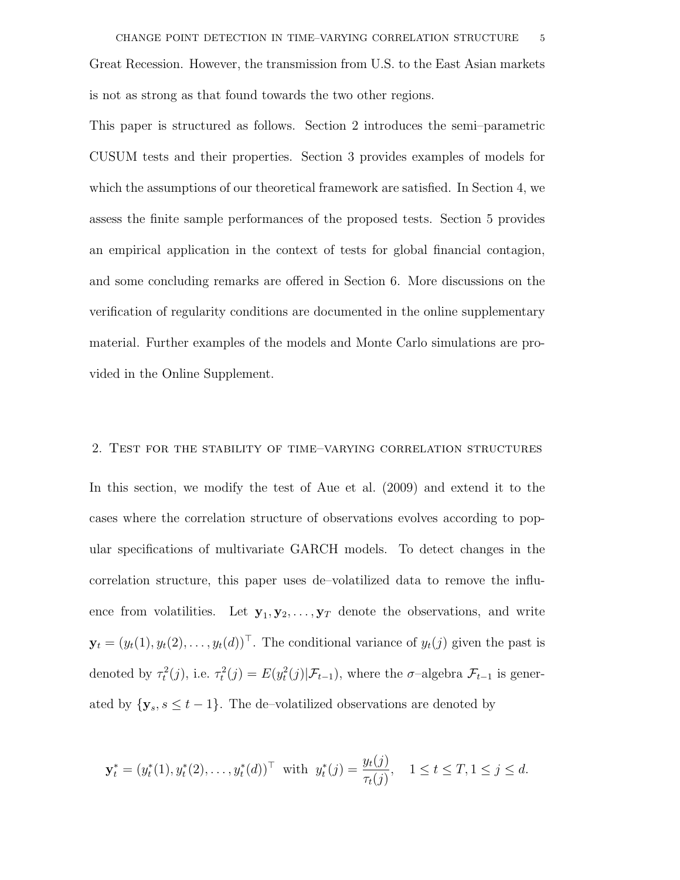Great Recession. However, the transmission from U.S. to the East Asian markets is not as strong as that found towards the two other regions.

This paper is structured as follows. Section 2 introduces the semi–parametric CUSUM tests and their properties. Section 3 provides examples of models for which the assumptions of our theoretical framework are satisfied. In Section 4, we assess the finite sample performances of the proposed tests. Section 5 provides an empirical application in the context of tests for global financial contagion, and some concluding remarks are offered in Section 6. More discussions on the verification of regularity conditions are documented in the online supplementary material. Further examples of the models and Monte Carlo simulations are provided in the Online Supplement.

## 2. Test for the stability of time–varying correlation structures

In this section, we modify the test of Aue et al. (2009) and extend it to the cases where the correlation structure of observations evolves according to popular specifications of multivariate GARCH models. To detect changes in the correlation structure, this paper uses de–volatilized data to remove the influence from volatilities. Let $\mathbf{y}_1, \mathbf{y}_2, \dots, \mathbf{y}_T$ denote the observations, and write $\mathbf{y}_t = (y_t(1), y_t(2), \dots, y_t(d))^\top$. The conditional variance of $y_t(j)$ given the past is denoted by $\tau_t^2(j)$, i.e. $\tau_t^2(j) = E(y_t^2(j)|\mathcal{F}_{t-1})$, where the $\sigma$–algebra $\mathcal{F}_{t-1}$ is generated by $\{\mathbf{y}_s, s \leq t-1\}$. The de–volatilized observations are denoted by

$$\mathbf{y}_t^* = (y_t^*(1), y_t^*(2), \dots, y_t^*(d))^\top \text{ with } y_t^*(j) = \frac{y_t(j)}{\tau_t(j)}, \quad 1 \leq t \leq T, 1 \leq j \leq d.$$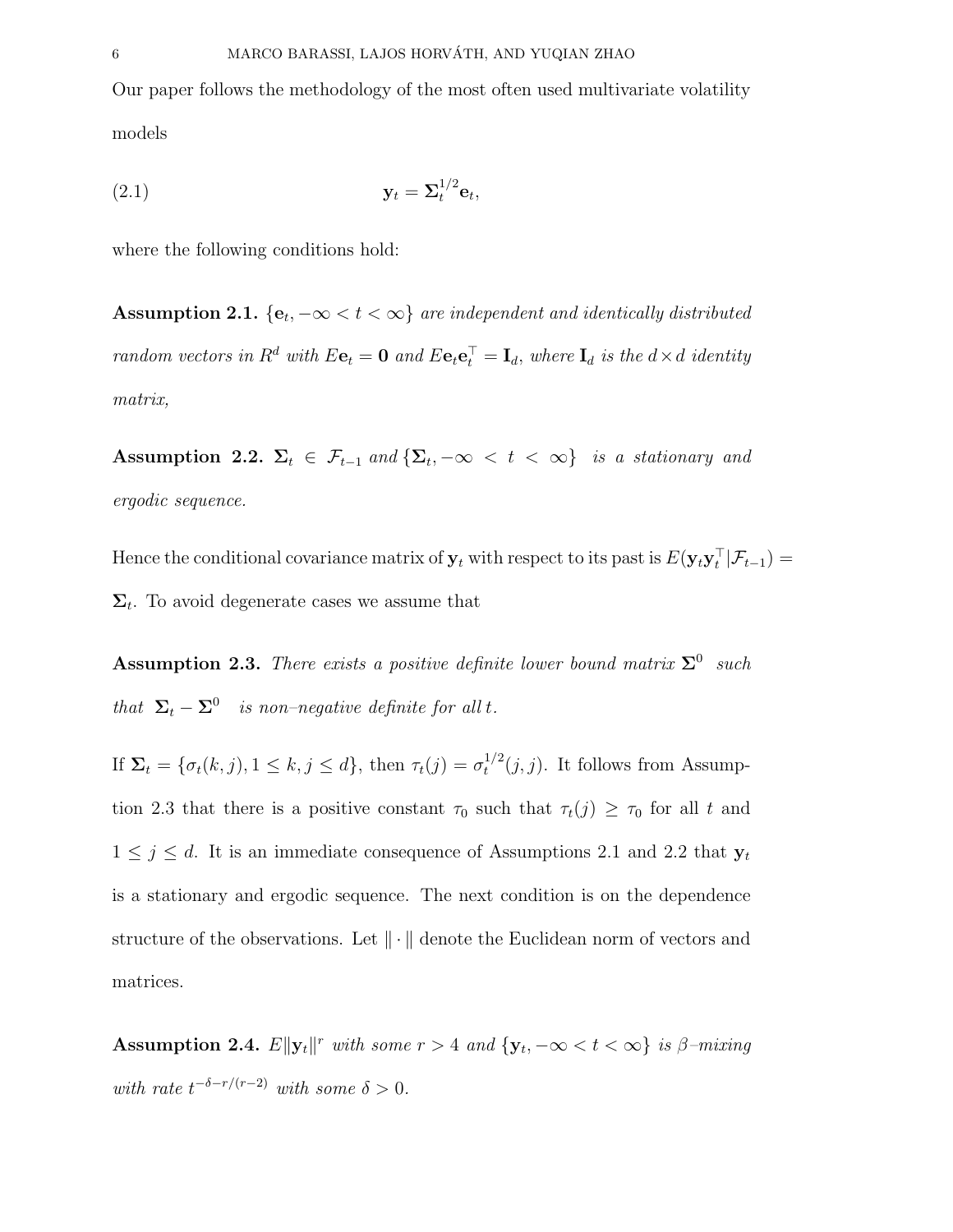Our paper follows the methodology of the most often used multivariate volatility models

$$\mathbf{y}_t = \mathbf{\Sigma}_t^{1/2}\mathbf{e}_t, \tag{2.1}$$

where the following conditions hold:

**Assumption 2.1.** *$\{\mathbf{e}_t, -\infty < t < \infty\}$ are independent and identically distributed random vectors in $R^d$ with $E\mathbf{e}_t = \mathbf{0}$ and $E\mathbf{e}_t\mathbf{e}_t^\top = \mathbf{I}_d$, where $\mathbf{I}_d$ is the $d \times d$ identity matrix,*

**Assumption 2.2.** *$\mathbf{\Sigma}_t \in \mathcal{F}_{t-1}$ and $\{\mathbf{\Sigma}_t, -\infty < t < \infty\}$ is a stationary and ergodic sequence.*

Hence the conditional covariance matrix of $\mathbf{y}_t$ with respect to its past is $E(\mathbf{y}_t\mathbf{y}_t^\top|\mathcal{F}_{t-1}) = \mathbf{\Sigma}_t$. To avoid degenerate cases we assume that

**Assumption 2.3.** *There exists a positive definite lower bound matrix $\mathbf{\Sigma}^0$ such that $\mathbf{\Sigma}_t - \mathbf{\Sigma}^0$ is non–negative definite for all $t$.*

If $\mathbf{\Sigma}_t = \{\sigma_t(k,j), 1 \le k, j \le d\}$, then $\tau_t(j) = \sigma_t^{1/2}(j,j)$. It follows from Assumption 2.3 that there is a positive constant $\tau_0$ such that $\tau_t(j) \ge \tau_0$ for all $t$ and $1 \le j \le d$. It is an immediate consequence of Assumptions 2.1 and 2.2 that $\mathbf{y}_t$ is a stationary and ergodic sequence. The next condition is on the dependence structure of the observations. Let $\|\cdot\|$ denote the Euclidean norm of vectors and matrices.

**Assumption 2.4.** *$E\|\mathbf{y}_t\|^r$ with some $r > 4$ and $\{\mathbf{y}_t, -\infty < t < \infty\}$ is $\beta$–mixing with rate $t^{-\delta - r/(r-2)}$ with some $\delta > 0$.*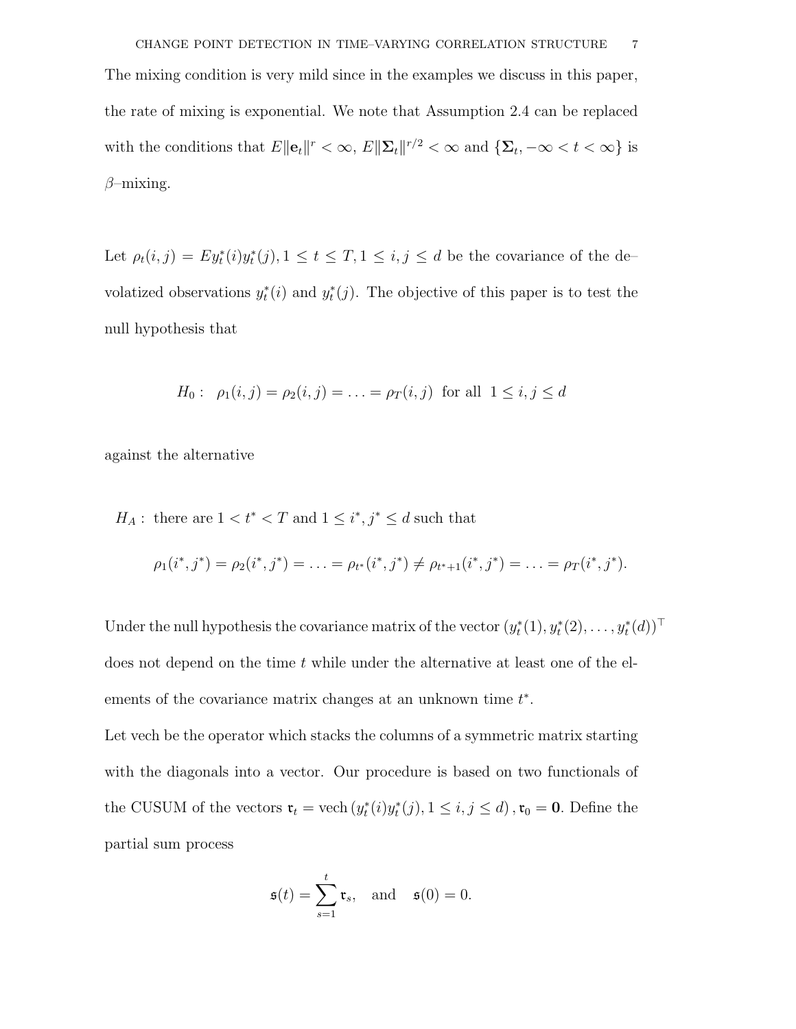The mixing condition is very mild since in the examples we discuss in this paper, the rate of mixing is exponential. We note that Assumption 2.4 can be replaced with the conditions that $E\|\mathbf{e}_t\|^r < \infty$, $E\|\mathbf{\Sigma}_t\|^{r/2} < \infty$ and $\{\mathbf{\Sigma}_t, -\infty < t < \infty\}$ is $\beta$–mixing.

Let $\rho_t(i,j) = Ey_t^*(i)y_t^*(j), 1 \leq t \leq T, 1 \leq i,j \leq d$ be the covariance of the de–volatized observations $y_t^*(i)$ and $y_t^*(j)$. The objective of this paper is to test the null hypothesis that

$$H_0: \quad \rho_1(i,j) = \rho_2(i,j) = \ldots = \rho_T(i,j) \text{ for all } 1 \leq i,j \leq d$$

against the alternative

$$H_A: \text{ there are } 1 < t^* < T \text{ and } 1 \leq i^*, j^* \leq d \text{ such that}$$

$$\rho_1(i^*,j^*) = \rho_2(i^*,j^*) = \ldots = \rho_{t^*}(i^*,j^*) \neq \rho_{t^*+1}(i^*,j^*) = \ldots = \rho_T(i^*,j^*).$$

Under the null hypothesis the covariance matrix of the vector $(y_t^*(1), y_t^*(2), \ldots, y_t^*(d))^\top$ does not depend on the time $t$ while under the alternative at least one of the elements of the covariance matrix changes at an unknown time $t^*$.

Let vech be the operator which stacks the columns of a symmetric matrix starting with the diagonals into a vector. Our procedure is based on two functionals of the CUSUM of the vectors $\mathfrak{r}_t = \text{vech}\left(y_t^*(i)y_t^*(j), 1 \leq i,j \leq d\right), \mathfrak{r}_0 = \mathbf{0}$. Define the partial sum process

$$\mathfrak{s}(t) = \sum_{s=1}^{t} \mathfrak{r}_s, \quad \text{and} \quad \mathfrak{s}(0) = 0.$$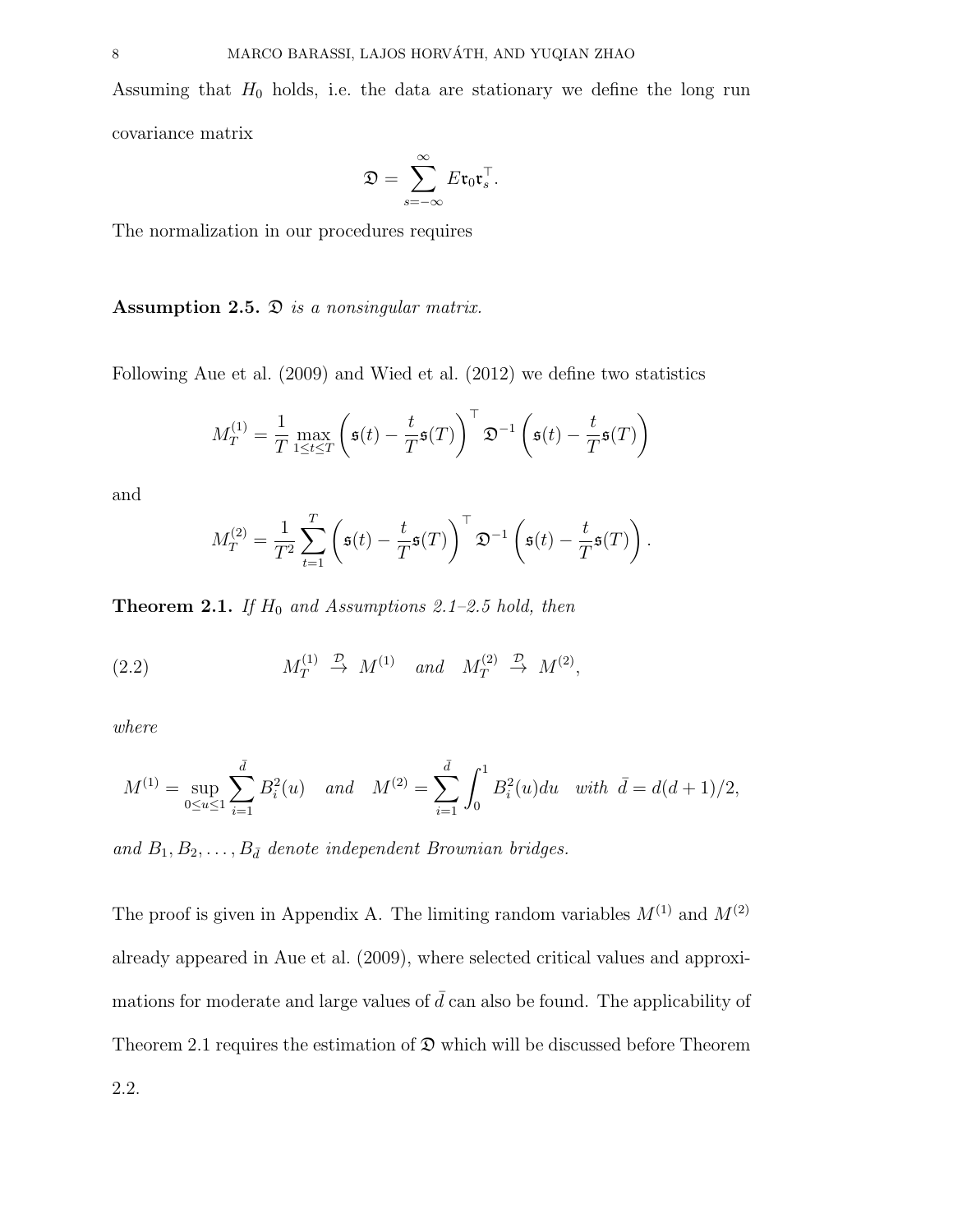Assuming that $H_0$ holds, i.e. the data are stationary we define the long run covariance matrix

$$\mathfrak{D} = \sum_{s=-\infty}^{\infty} E\mathfrak{r}_0\mathfrak{r}_s^\top.$$

The normalization in our procedures requires

**Assumption 2.5.** *$\mathfrak{D}$ is a nonsingular matrix.*

Following Aue et al. (2009) and Wied et al. (2012) we define two statistics

$$M_T^{(1)} = \frac{1}{T}\max_{1\le t\le T}\left(\mathfrak{s}(t) - \frac{t}{T}\mathfrak{s}(T)\right)^\top \mathfrak{D}^{-1}\left(\mathfrak{s}(t) - \frac{t}{T}\mathfrak{s}(T)\right)$$

and

$$M_T^{(2)} = \frac{1}{T^2}\sum_{t=1}^{T}\left(\mathfrak{s}(t) - \frac{t}{T}\mathfrak{s}(T)\right)^\top \mathfrak{D}^{-1}\left(\mathfrak{s}(t) - \frac{t}{T}\mathfrak{s}(T)\right).$$

**Theorem 2.1.** *If $H_0$ and Assumptions 2.1–2.5 hold, then*

$$M_T^{(1)} \xrightarrow{\mathcal{D}} M^{(1)} \quad \text{and} \quad M_T^{(2)} \xrightarrow{\mathcal{D}} M^{(2)}, \tag{2.2}$$

*where*

$$M^{(1)} = \sup_{0\le u\le 1}\sum_{i=1}^{\bar{d}} B_i^2(u) \quad \text{and} \quad M^{(2)} = \sum_{i=1}^{\bar{d}}\int_0^1 B_i^2(u)du \quad \text{with } \bar{d} = d(d+1)/2,$$

*and $B_1, B_2, \ldots, B_{\bar{d}}$ denote independent Brownian bridges.*

The proof is given in Appendix A. The limiting random variables $M^{(1)}$ and $M^{(2)}$ already appeared in Aue et al. (2009), where selected critical values and approximations for moderate and large values of $\bar{d}$ can also be found. The applicability of Theorem 2.1 requires the estimation of $\mathfrak{D}$ which will be discussed before Theorem 2.2.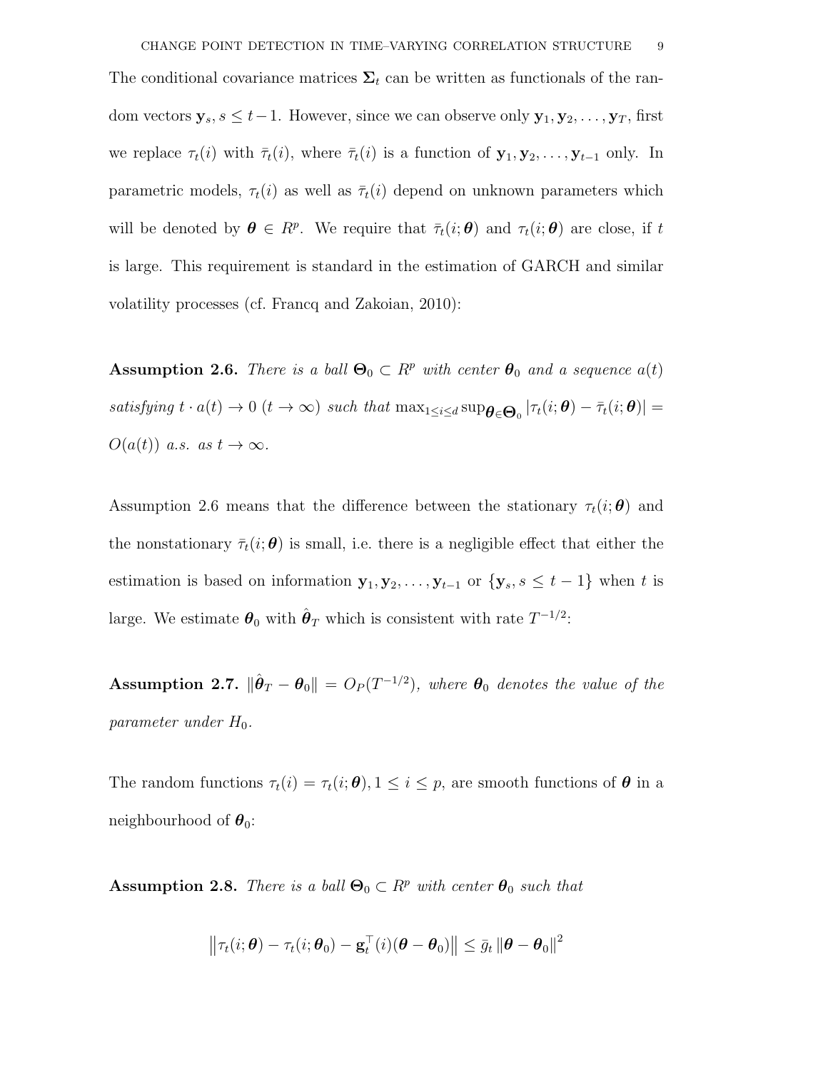The conditional covariance matrices $\boldsymbol{\Sigma}_t$ can be written as functionals of the random vectors $\mathbf{y}_s, s \leq t-1$. However, since we can observe only $\mathbf{y}_1, \mathbf{y}_2, \ldots, \mathbf{y}_T$, first we replace $\tau_t(i)$ with $\bar{\tau}_t(i)$, where $\bar{\tau}_t(i)$ is a function of $\mathbf{y}_1, \mathbf{y}_2, \ldots, \mathbf{y}_{t-1}$ only. In parametric models, $\tau_t(i)$ as well as $\bar{\tau}_t(i)$ depend on unknown parameters which will be denoted by $\boldsymbol{\theta} \in R^p$. We require that $\bar{\tau}_t(i; \boldsymbol{\theta})$ and $\tau_t(i; \boldsymbol{\theta})$ are close, if $t$ is large. This requirement is standard in the estimation of GARCH and similar volatility processes (cf. Francq and Zakoian, 2010):

**Assumption 2.6.** *There is a ball $\boldsymbol{\Theta}_0 \subset R^p$ with center $\boldsymbol{\theta}_0$ and a sequence $a(t)$ satisfying $t \cdot a(t) \to 0$ $(t \to \infty)$ such that $\max_{1 \leq i \leq d} \sup_{\boldsymbol{\theta} \in \boldsymbol{\Theta}_0} |\tau_t(i; \boldsymbol{\theta}) - \bar{\tau}_t(i; \boldsymbol{\theta})| = O(a(t))$ a.s. as $t \to \infty$.*

Assumption 2.6 means that the difference between the stationary $\tau_t(i; \boldsymbol{\theta})$ and the nonstationary $\bar{\tau}_t(i; \boldsymbol{\theta})$ is small, i.e. there is a negligible effect that either the estimation is based on information $\mathbf{y}_1, \mathbf{y}_2, \ldots, \mathbf{y}_{t-1}$ or $\{\mathbf{y}_s, s \leq t-1\}$ when $t$ is large. We estimate $\boldsymbol{\theta}_0$ with $\hat{\boldsymbol{\theta}}_T$ which is consistent with rate $T^{-1/2}$:

**Assumption 2.7.** $\|\hat{\boldsymbol{\theta}}_T - \boldsymbol{\theta}_0\| = O_P(T^{-1/2})$, *where $\boldsymbol{\theta}_0$ denotes the value of the parameter under $H_0$.*

The random functions $\tau_t(i) = \tau_t(i; \boldsymbol{\theta}), 1 \leq i \leq p$, are smooth functions of $\boldsymbol{\theta}$ in a neighbourhood of $\boldsymbol{\theta}_0$:

**Assumption 2.8.** *There is a ball $\boldsymbol{\Theta}_0 \subset R^p$ with center $\boldsymbol{\theta}_0$ such that*

$$\left\| \tau_t(i; \boldsymbol{\theta}) - \tau_t(i; \boldsymbol{\theta}_0) - \mathbf{g}_t^\top(i)(\boldsymbol{\theta} - \boldsymbol{\theta}_0) \right\| \leq \bar{g}_t \left\| \boldsymbol{\theta} - \boldsymbol{\theta}_0 \right\|^2$$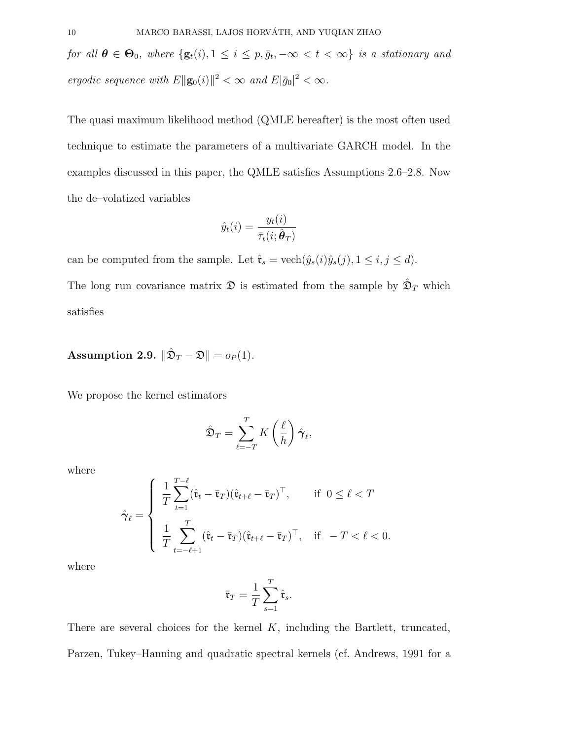*for all $\boldsymbol{\theta} \in \boldsymbol{\Theta}_0$, where $\{\mathbf{g}_t(i), 1 \leq i \leq p, \bar{g}_t, -\infty < t < \infty\}$ is a stationary and ergodic sequence with $E\|\mathbf{g}_0(i)\|^2 < \infty$ and $E|\bar{g}_0|^2 < \infty$.*

The quasi maximum likelihood method (QMLE hereafter) is the most often used technique to estimate the parameters of a multivariate GARCH model. In the examples discussed in this paper, the QMLE satisfies Assumptions 2.6–2.8. Now the de–volatized variables

$$\hat{y}_t(i) = \frac{y_t(i)}{\bar{\tau}_t(i; \hat{\boldsymbol{\theta}}_T)}$$

can be computed from the sample. Let $\hat{\mathfrak{r}}_s = \text{vech}(\hat{y}_s(i)\hat{y}_s(j), 1 \leq i, j \leq d)$.

The long run covariance matrix $\mathfrak{D}$ is estimated from the sample by $\hat{\mathfrak{D}}_T$ which satisfies

**Assumption 2.9.** $\|\hat{\mathfrak{D}}_T - \mathfrak{D}\| = o_P(1)$.

We propose the kernel estimators

$$\hat{\mathfrak{D}}_T = \sum_{\ell=-T}^{T} K\left(\frac{\ell}{h}\right) \hat{\boldsymbol{\gamma}}_\ell,$$

where

$$\hat{\boldsymbol{\gamma}}_\ell = \begin{cases} \dfrac{1}{T} \displaystyle\sum_{t=1}^{T-\ell} (\hat{\mathfrak{r}}_t - \bar{\mathfrak{r}}_T)(\hat{\mathfrak{r}}_{t+\ell} - \bar{\mathfrak{r}}_T)^\top, & \text{if } \ 0 \leq \ell < T \\[2ex] \dfrac{1}{T} \displaystyle\sum_{t=-\ell+1}^{T} (\hat{\mathfrak{r}}_t - \bar{\mathfrak{r}}_T)(\hat{\mathfrak{r}}_{t+\ell} - \bar{\mathfrak{r}}_T)^\top, & \text{if } \ -T < \ell < 0. \end{cases}$$

where

$$\bar{\mathfrak{r}}_T = \frac{1}{T} \sum_{s=1}^{T} \hat{\mathfrak{r}}_s.$$

There are several choices for the kernel $K$, including the Bartlett, truncated, Parzen, Tukey–Hanning and quadratic spectral kernels (cf. Andrews, 1991 for a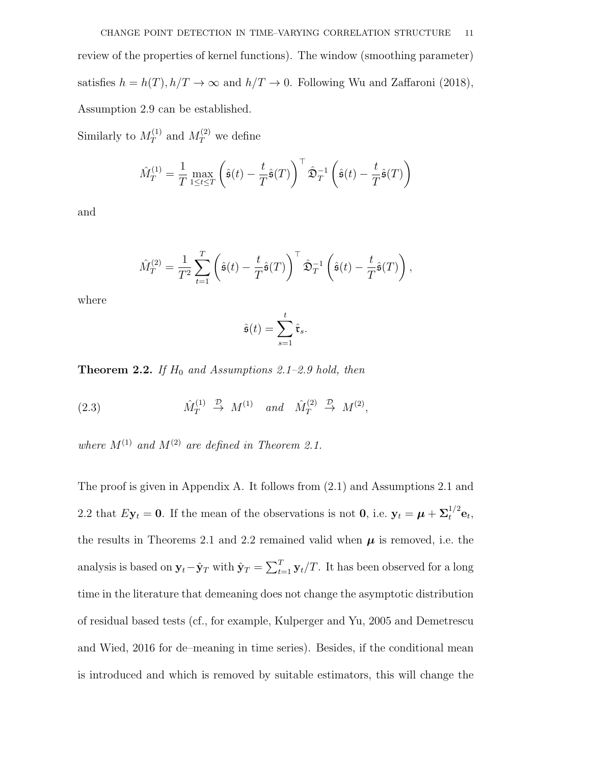review of the properties of kernel functions). The window (smoothing parameter) satisfies $h = h(T), h/T \to \infty$ and $h/T \to 0$. Following Wu and Zaffaroni (2018), Assumption 2.9 can be established.

Similarly to $M_T^{(1)}$ and $M_T^{(2)}$ we define

$$\hat{M}_T^{(1)} = \frac{1}{T} \max_{1 \le t \le T} \left( \hat{\mathfrak{s}}(t) - \frac{t}{T} \hat{\mathfrak{s}}(T) \right)^\top \hat{\mathfrak{D}}_T^{-1} \left( \hat{\mathfrak{s}}(t) - \frac{t}{T} \hat{\mathfrak{s}}(T) \right)$$

and

$$\hat{M}_T^{(2)} = \frac{1}{T^2} \sum_{t=1}^{T} \left( \hat{\mathfrak{s}}(t) - \frac{t}{T} \hat{\mathfrak{s}}(T) \right)^\top \hat{\mathfrak{D}}_T^{-1} \left( \hat{\mathfrak{s}}(t) - \frac{t}{T} \hat{\mathfrak{s}}(T) \right),$$

where

$$\hat{\mathfrak{s}}(t) = \sum_{s=1}^{t} \hat{\mathfrak{r}}_s.$$

**Theorem 2.2.** *If $H_0$ and Assumptions 2.1–2.9 hold, then*

$$\hat{M}_T^{(1)} \xrightarrow{\mathcal{D}} M^{(1)} \quad \text{and} \quad \hat{M}_T^{(2)} \xrightarrow{\mathcal{D}} M^{(2)}, \tag{2.3}$$

*where $M^{(1)}$ and $M^{(2)}$ are defined in Theorem 2.1.*

The proof is given in Appendix A. It follows from (2.1) and Assumptions 2.1 and 2.2 that $E\mathbf{y}_t = \mathbf{0}$. If the mean of the observations is not $\mathbf{0}$, i.e. $\mathbf{y}_t = \boldsymbol{\mu} + \boldsymbol{\Sigma}_t^{1/2}\mathbf{e}_t$, the results in Theorems 2.1 and 2.2 remained valid when $\boldsymbol{\mu}$ is removed, i.e. the analysis is based on $\mathbf{y}_t - \hat{\mathbf{y}}_T$ with $\hat{\mathbf{y}}_T = \sum_{t=1}^{T} \mathbf{y}_t / T$. It has been observed for a long time in the literature that demeaning does not change the asymptotic distribution of residual based tests (cf., for example, Kulperger and Yu, 2005 and Demetrescu and Wied, 2016 for de–meaning in time series). Besides, if the conditional mean is introduced and which is removed by suitable estimators, this will change the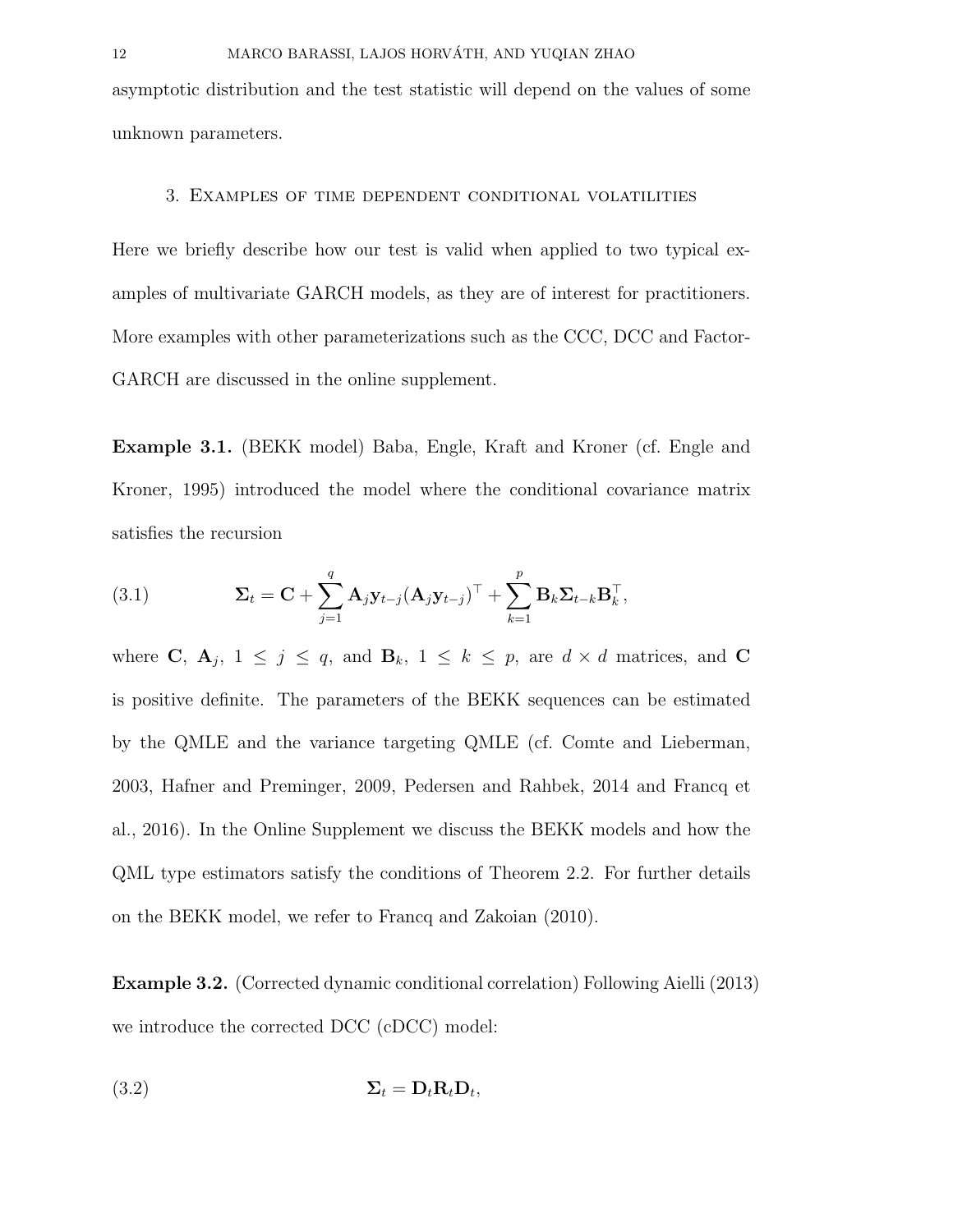asymptotic distribution and the test statistic will depend on the values of some unknown parameters.

## 3. Examples of time dependent conditional volatilities

Here we briefly describe how our test is valid when applied to two typical examples of multivariate GARCH models, as they are of interest for practitioners. More examples with other parameterizations such as the CCC, DCC and Factor-GARCH are discussed in the online supplement.

**Example 3.1.** (BEKK model) Baba, Engle, Kraft and Kroner (cf. Engle and Kroner, 1995) introduced the model where the conditional covariance matrix satisfies the recursion

$$\boldsymbol{\Sigma}_t = \mathbf{C} + \sum_{j=1}^{q} \mathbf{A}_j \mathbf{y}_{t-j} (\mathbf{A}_j \mathbf{y}_{t-j})^\top + \sum_{k=1}^{p} \mathbf{B}_k \boldsymbol{\Sigma}_{t-k} \mathbf{B}_k^\top, \tag{3.1}$$

where $\mathbf{C}$, $\mathbf{A}_j$, $1 \le j \le q$, and $\mathbf{B}_k$, $1 \le k \le p$, are $d \times d$ matrices, and $\mathbf{C}$ is positive definite. The parameters of the BEKK sequences can be estimated by the QMLE and the variance targeting QMLE (cf. Comte and Lieberman, 2003, Hafner and Preminger, 2009, Pedersen and Rahbek, 2014 and Francq et al., 2016). In the Online Supplement we discuss the BEKK models and how the QML type estimators satisfy the conditions of Theorem 2.2. For further details on the BEKK model, we refer to Francq and Zakoian (2010).

**Example 3.2.** (Corrected dynamic conditional correlation) Following Aielli (2013) we introduce the corrected DCC (cDCC) model:

$$\boldsymbol{\Sigma}_t = \mathbf{D}_t \mathbf{R}_t \mathbf{D}_t, \tag{3.2}$$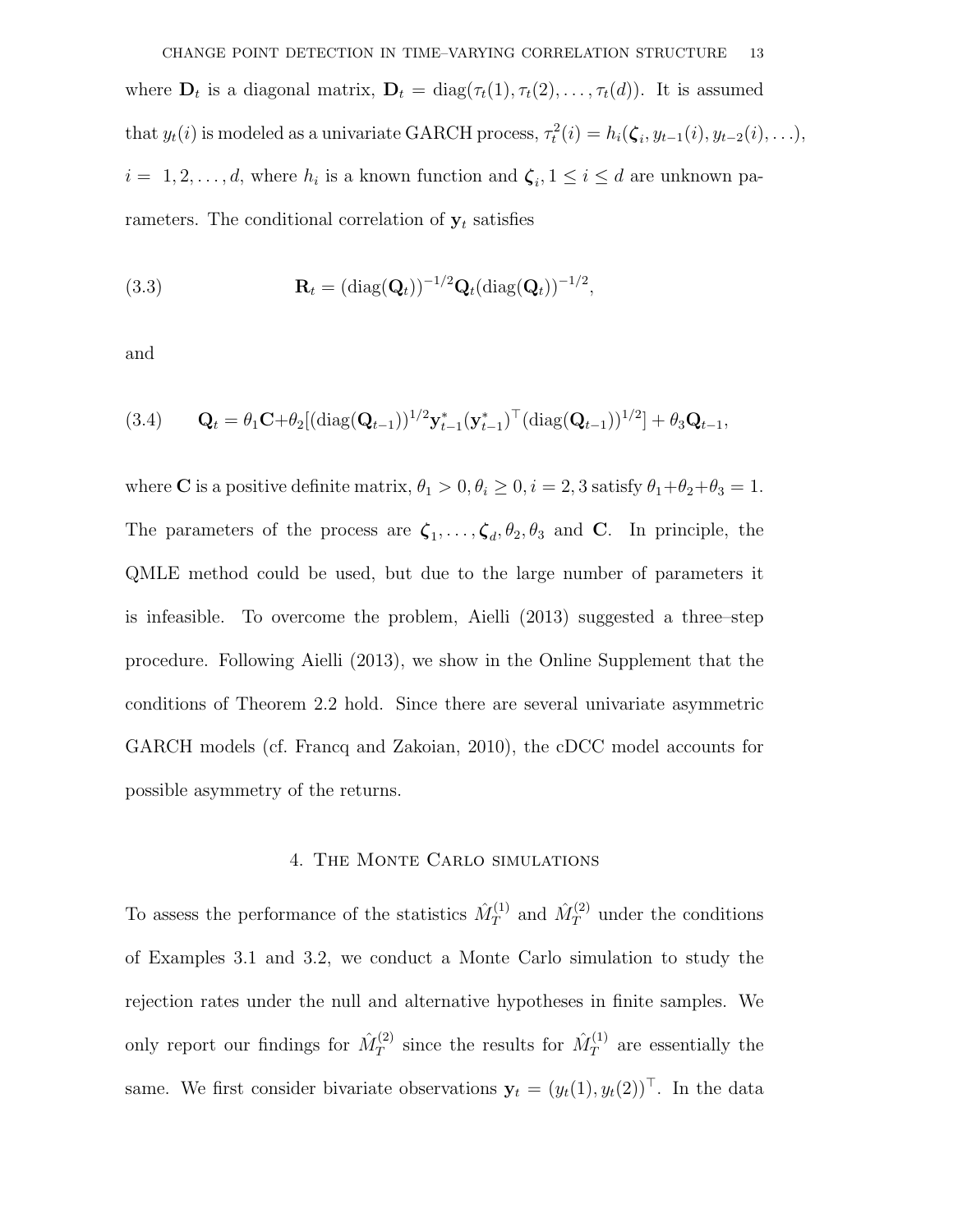where $\mathbf{D}_t$ is a diagonal matrix, $\mathbf{D}_t = \text{diag}(\tau_t(1), \tau_t(2), \ldots, \tau_t(d))$. It is assumed that $y_t(i)$ is modeled as a univariate GARCH process, $\tau_t^2(i) = h_i(\boldsymbol{\zeta}_i, y_{t-1}(i), y_{t-2}(i), \ldots)$, $i = 1, 2, \ldots, d$, where $h_i$ is a known function and $\boldsymbol{\zeta}_i, 1 \leq i \leq d$ are unknown parameters. The conditional correlation of $\mathbf{y}_t$ satisfies

$$
\mathbf{R}_t = (\text{diag}(\mathbf{Q}_t))^{-1/2} \mathbf{Q}_t (\text{diag}(\mathbf{Q}_t))^{-1/2}, \tag{3.3}
$$

and

$$
\mathbf{Q}_t = \theta_1 \mathbf{C} + \theta_2 [(\text{diag}(\mathbf{Q}_{t-1}))^{1/2} \mathbf{y}_{t-1}^* (\mathbf{y}_{t-1}^*)^\top (\text{diag}(\mathbf{Q}_{t-1}))^{1/2}] + \theta_3 \mathbf{Q}_{t-1}, \tag{3.4}
$$

where $\mathbf{C}$ is a positive definite matrix, $\theta_1 > 0, \theta_i \geq 0, i = 2, 3$ satisfy $\theta_1 + \theta_2 + \theta_3 = 1$. The parameters of the process are $\boldsymbol{\zeta}_1, \ldots, \boldsymbol{\zeta}_d, \theta_2, \theta_3$ and $\mathbf{C}$. In principle, the QMLE method could be used, but due to the large number of parameters it is infeasible. To overcome the problem, Aielli (2013) suggested a three–step procedure. Following Aielli (2013), we show in the Online Supplement that the conditions of Theorem 2.2 hold. Since there are several univariate asymmetric GARCH models (cf. Francq and Zakoian, 2010), the cDCC model accounts for possible asymmetry of the returns.

## 4. The Monte Carlo simulations

To assess the performance of the statistics $\hat{M}_T^{(1)}$ and $\hat{M}_T^{(2)}$ under the conditions of Examples 3.1 and 3.2, we conduct a Monte Carlo simulation to study the rejection rates under the null and alternative hypotheses in finite samples. We only report our findings for $\hat{M}_T^{(2)}$ since the results for $\hat{M}_T^{(1)}$ are essentially the same. We first consider bivariate observations $\mathbf{y}_t = (y_t(1), y_t(2))^\top$. In the data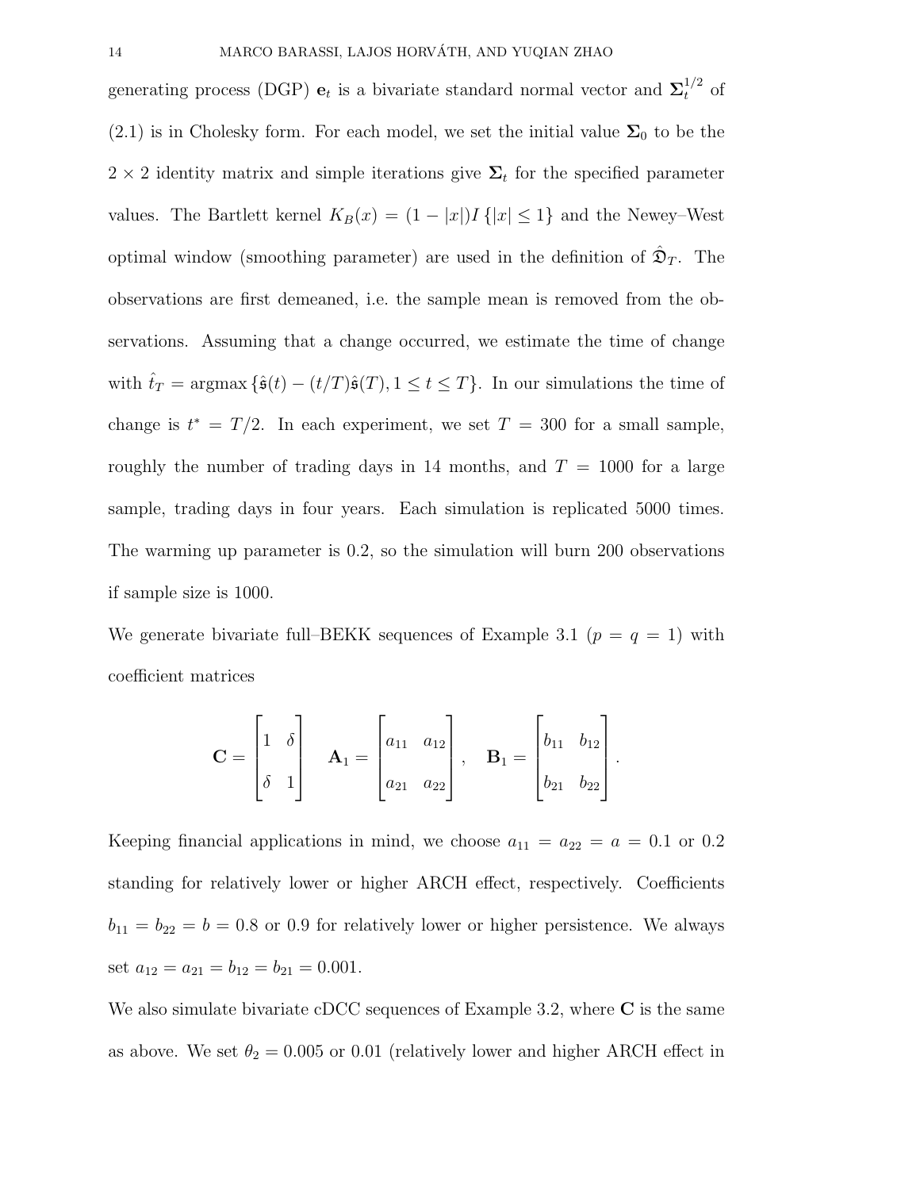generating process (DGP) $\mathbf{e}_t$ is a bivariate standard normal vector and $\mathbf{\Sigma}_t^{1/2}$ of (2.1) is in Cholesky form. For each model, we set the initial value $\mathbf{\Sigma}_0$ to be the $2 \times 2$ identity matrix and simple iterations give $\mathbf{\Sigma}_t$ for the specified parameter values. The Bartlett kernel $K_B(x) = (1 - |x|)I\{|x| \leq 1\}$ and the Newey–West optimal window (smoothing parameter) are used in the definition of $\hat{\mathfrak{D}}_T$. The observations are first demeaned, i.e. the sample mean is removed from the observations. Assuming that a change occurred, we estimate the time of change with $\hat{t}_T = \text{argmax}\{\hat{\mathfrak{s}}(t) - (t/T)\hat{\mathfrak{s}}(T), 1 \leq t \leq T\}$. In our simulations the time of change is $t^* = T/2$. In each experiment, we set $T = 300$ for a small sample, roughly the number of trading days in 14 months, and $T = 1000$ for a large sample, trading days in four years. Each simulation is replicated 5000 times. The warming up parameter is 0.2, so the simulation will burn 200 observations if sample size is 1000.

We generate bivariate full–BEKK sequences of Example 3.1 ($p = q = 1$) with coefficient matrices

$$\mathbf{C} = \begin{bmatrix} 1 & \delta \\ \delta & 1 \end{bmatrix} \quad \mathbf{A}_1 = \begin{bmatrix} a_{11} & a_{12} \\ a_{21} & a_{22} \end{bmatrix}, \quad \mathbf{B}_1 = \begin{bmatrix} b_{11} & b_{12} \\ b_{21} & b_{22} \end{bmatrix}.$$

Keeping financial applications in mind, we choose $a_{11} = a_{22} = a = 0.1$ or $0.2$ standing for relatively lower or higher ARCH effect, respectively. Coefficients $b_{11} = b_{22} = b = 0.8$ or $0.9$ for relatively lower or higher persistence. We always set $a_{12} = a_{21} = b_{12} = b_{21} = 0.001$.

We also simulate bivariate cDCC sequences of Example 3.2, where $\mathbf{C}$ is the same as above. We set $\theta_2 = 0.005$ or $0.01$ (relatively lower and higher ARCH effect in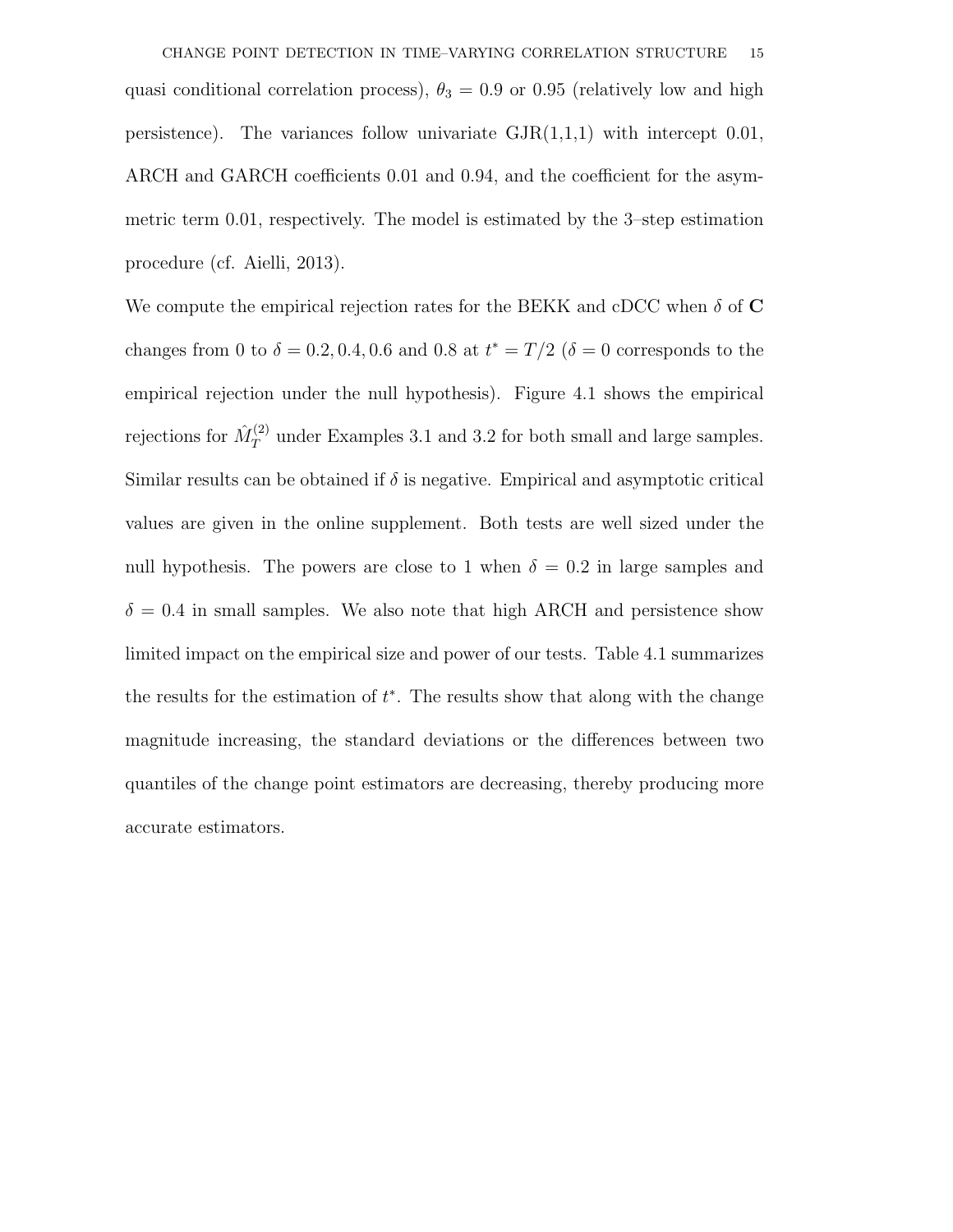quasi conditional correlation process), $\theta_3 = 0.9$ or $0.95$ (relatively low and high persistence). The variances follow univariate GJR(1,1,1) with intercept 0.01, ARCH and GARCH coefficients 0.01 and 0.94, and the coefficient for the asymmetric term 0.01, respectively. The model is estimated by the 3–step estimation procedure (cf. Aielli, 2013).

We compute the empirical rejection rates for the BEKK and cDCC when $\delta$ of $\mathbf{C}$ changes from 0 to $\delta = 0.2, 0.4, 0.6$ and $0.8$ at $t^* = T/2$ ($\delta = 0$ corresponds to the empirical rejection under the null hypothesis). Figure 4.1 shows the empirical rejections for $\hat{M}_T^{(2)}$ under Examples 3.1 and 3.2 for both small and large samples. Similar results can be obtained if $\delta$ is negative. Empirical and asymptotic critical values are given in the online supplement. Both tests are well sized under the null hypothesis. The powers are close to 1 when $\delta = 0.2$ in large samples and $\delta = 0.4$ in small samples. We also note that high ARCH and persistence show limited impact on the empirical size and power of our tests. Table 4.1 summarizes the results for the estimation of $t^*$. The results show that along with the change magnitude increasing, the standard deviations or the differences between two quantiles of the change point estimators are decreasing, thereby producing more accurate estimators.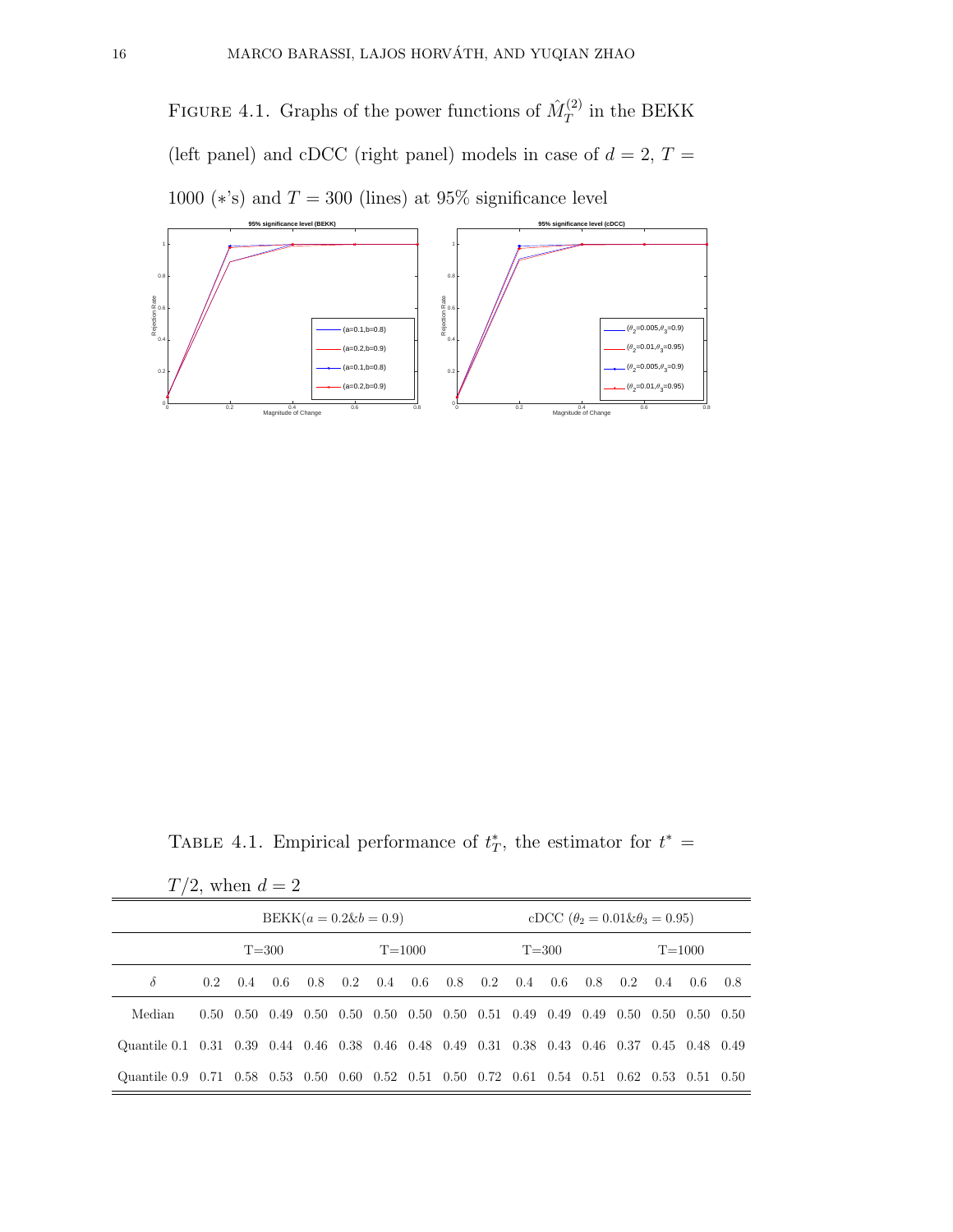FIGURE 4.1. Graphs of the power functions of $\hat{M}_T^{(2)}$ in the BEKK (left panel) and cDCC (right panel) models in case of $d = 2$, $T = 1000$ ($*$'s) and $T = 300$ (lines) at 95% significance level

TABLE 4.1. Empirical performance of $t_T^*$, the estimator for $t^* = T/2$, when $d = 2$

| | BEKK($a = 0.2$&$b = 0.9$) | | | | | | | | cDCC ($\theta_2 = 0.01$&$\theta_3 = 0.95$) | | | | | | | |
|---|---|---|---|---|---|---|---|---|---|---|---|---|---|---|---|---|
| | T=300 | | | | T=1000 | | | | T=300 | | | | T=1000 | | | |
| $\delta$ | 0.2 | 0.4 | 0.6 | 0.8 | 0.2 | 0.4 | 0.6 | 0.8 | 0.2 | 0.4 | 0.6 | 0.8 | 0.2 | 0.4 | 0.6 | 0.8 |
| Median | 0.50 | 0.50 | 0.49 | 0.50 | 0.50 | 0.50 | 0.50 | 0.50 | 0.51 | 0.49 | 0.49 | 0.49 | 0.50 | 0.50 | 0.50 | 0.50 |
| Quantile 0.1 | 0.31 | 0.39 | 0.44 | 0.46 | 0.38 | 0.46 | 0.48 | 0.49 | 0.31 | 0.38 | 0.43 | 0.46 | 0.37 | 0.45 | 0.48 | 0.49 |
| Quantile 0.9 | 0.71 | 0.58 | 0.53 | 0.50 | 0.60 | 0.52 | 0.51 | 0.50 | 0.72 | 0.61 | 0.54 | 0.51 | 0.62 | 0.53 | 0.51 | 0.50 |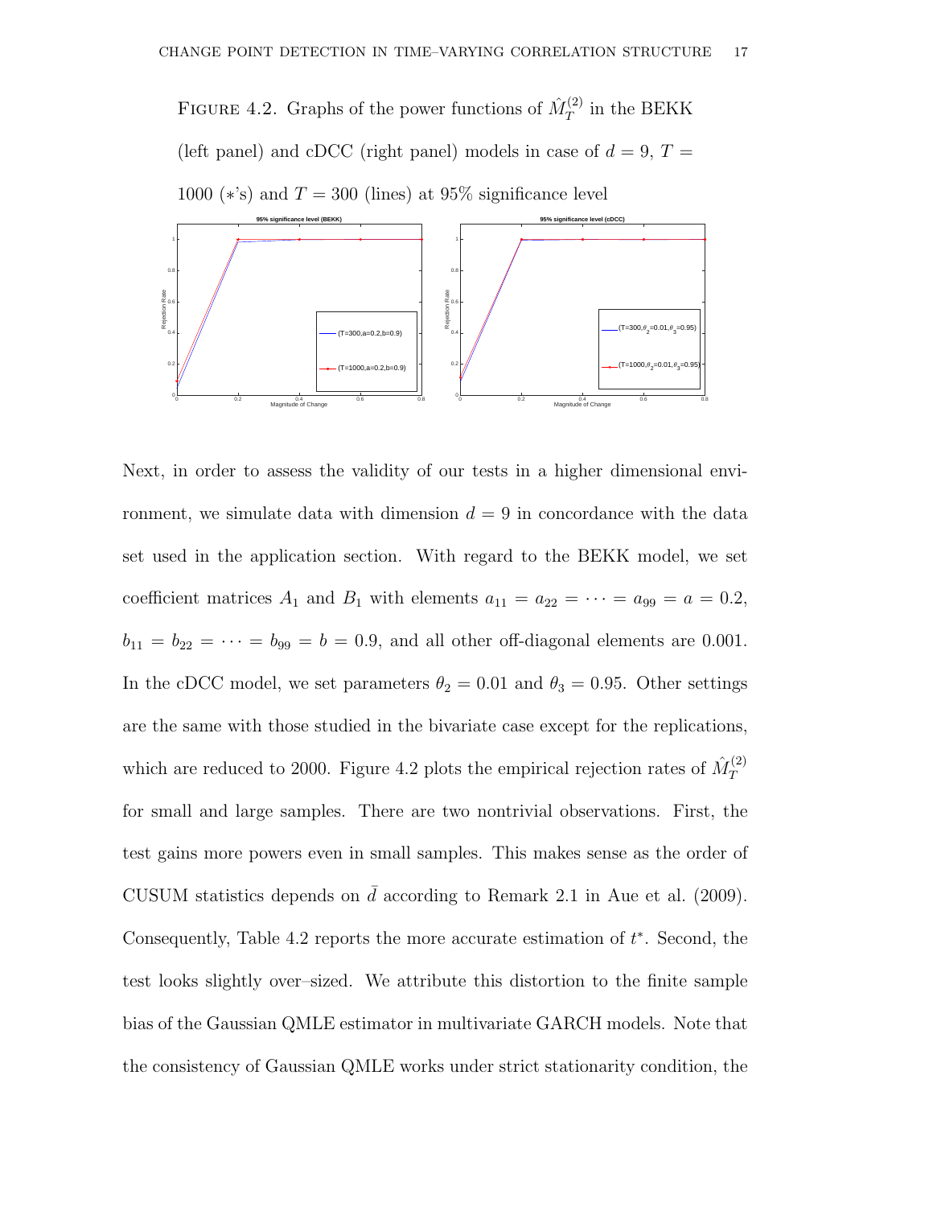FIGURE 4.2. Graphs of the power functions of $\hat{M}_T^{(2)}$ in the BEKK (left panel) and cDCC (right panel) models in case of $d = 9$, $T = 1000$ ($*$'s) and $T = 300$ (lines) at 95% significance level

Next, in order to assess the validity of our tests in a higher dimensional environment, we simulate data with dimension $d = 9$ in concordance with the data set used in the application section. With regard to the BEKK model, we set coefficient matrices $A_1$ and $B_1$ with elements $a_{11} = a_{22} = \cdots = a_{99} = a = 0.2$, $b_{11} = b_{22} = \cdots = b_{99} = b = 0.9$, and all other off-diagonal elements are 0.001. In the cDCC model, we set parameters $\theta_2 = 0.01$ and $\theta_3 = 0.95$. Other settings are the same with those studied in the bivariate case except for the replications, which are reduced to 2000. Figure 4.2 plots the empirical rejection rates of $\hat{M}_T^{(2)}$ for small and large samples. There are two nontrivial observations. First, the test gains more powers even in small samples. This makes sense as the order of CUSUM statistics depends on $\bar{d}$ according to Remark 2.1 in Aue et al. (2009). Consequently, Table 4.2 reports the more accurate estimation of $t^*$. Second, the test looks slightly over–sized. We attribute this distortion to the finite sample bias of the Gaussian QMLE estimator in multivariate GARCH models. Note that the consistency of Gaussian QMLE works under strict stationarity condition, the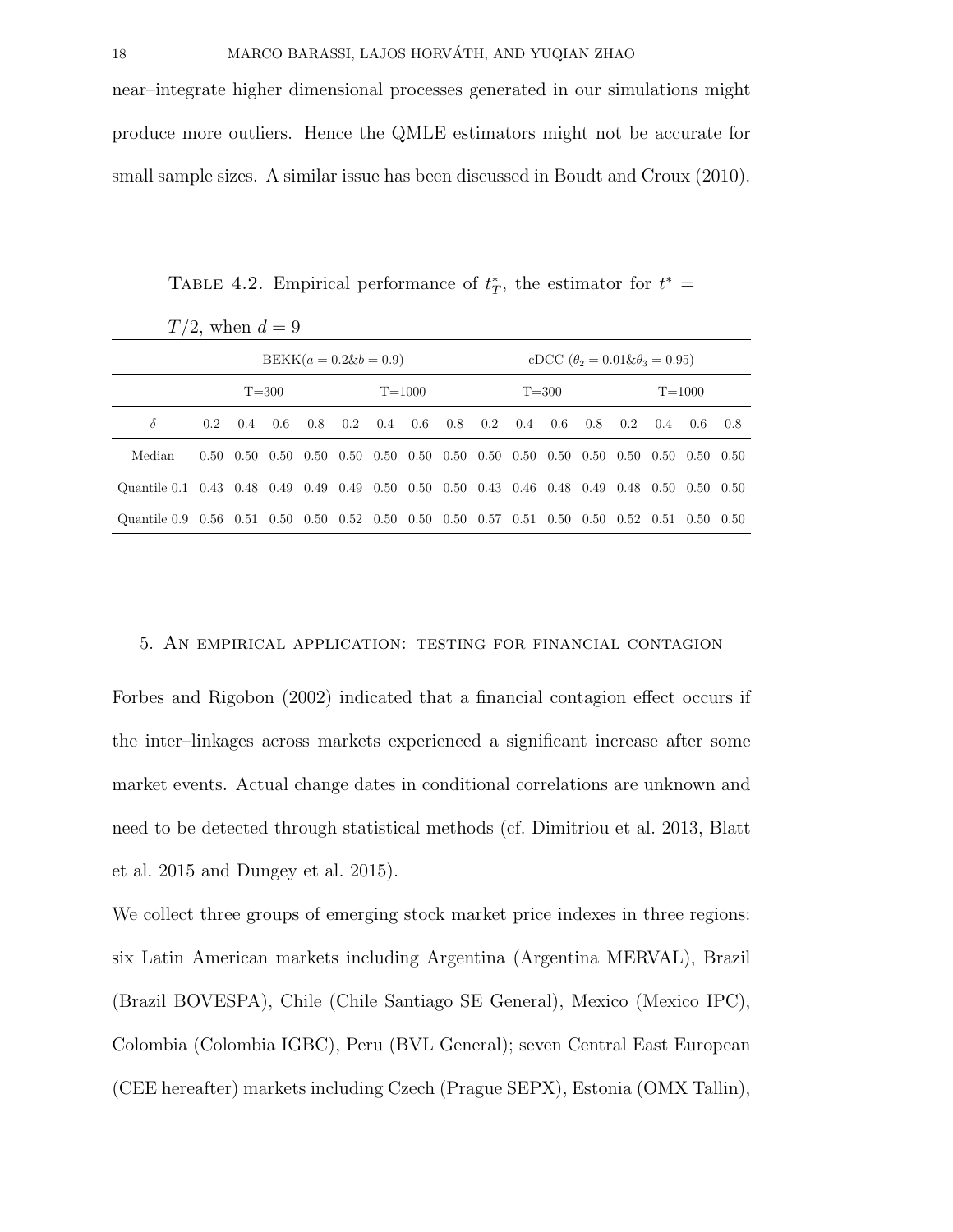near–integrate higher dimensional processes generated in our simulations might produce more outliers. Hence the QMLE estimators might not be accurate for small sample sizes. A similar issue has been discussed in Boudt and Croux (2010).

Table 4.2. Empirical performance of $t_T^*$, the estimator for $t^* = T/2$, when $d = 9$

| | BEKK($a = 0.2$&$b = 0.9$) | | | | | | | | cDCC ($\theta_2 = 0.01$&$\theta_3 = 0.95$) | | | | | | | |
|---|---|---|---|---|---|---|---|---|---|---|---|---|---|---|---|---|
| | T=300 | | | | T=1000 | | | | T=300 | | | | T=1000 | | | |
| $\delta$ | 0.2 | 0.4 | 0.6 | 0.8 | 0.2 | 0.4 | 0.6 | 0.8 | 0.2 | 0.4 | 0.6 | 0.8 | 0.2 | 0.4 | 0.6 | 0.8 |
| Median | 0.50 | 0.50 | 0.50 | 0.50 | 0.50 | 0.50 | 0.50 | 0.50 | 0.50 | 0.50 | 0.50 | 0.50 | 0.50 | 0.50 | 0.50 | 0.50 |
| Quantile 0.1 | 0.43 | 0.48 | 0.49 | 0.49 | 0.49 | 0.50 | 0.50 | 0.50 | 0.43 | 0.46 | 0.48 | 0.49 | 0.48 | 0.50 | 0.50 | 0.50 |
| Quantile 0.9 | 0.56 | 0.51 | 0.50 | 0.50 | 0.52 | 0.50 | 0.50 | 0.50 | 0.57 | 0.51 | 0.50 | 0.50 | 0.52 | 0.51 | 0.50 | 0.50 |

## 5. An empirical application: testing for financial contagion

Forbes and Rigobon (2002) indicated that a financial contagion effect occurs if the inter–linkages across markets experienced a significant increase after some market events. Actual change dates in conditional correlations are unknown and need to be detected through statistical methods (cf. Dimitriou et al. 2013, Blatt et al. 2015 and Dungey et al. 2015).

We collect three groups of emerging stock market price indexes in three regions: six Latin American markets including Argentina (Argentina MERVAL), Brazil (Brazil BOVESPA), Chile (Chile Santiago SE General), Mexico (Mexico IPC), Colombia (Colombia IGBC), Peru (BVL General); seven Central East European (CEE hereafter) markets including Czech (Prague SEPX), Estonia (OMX Tallin),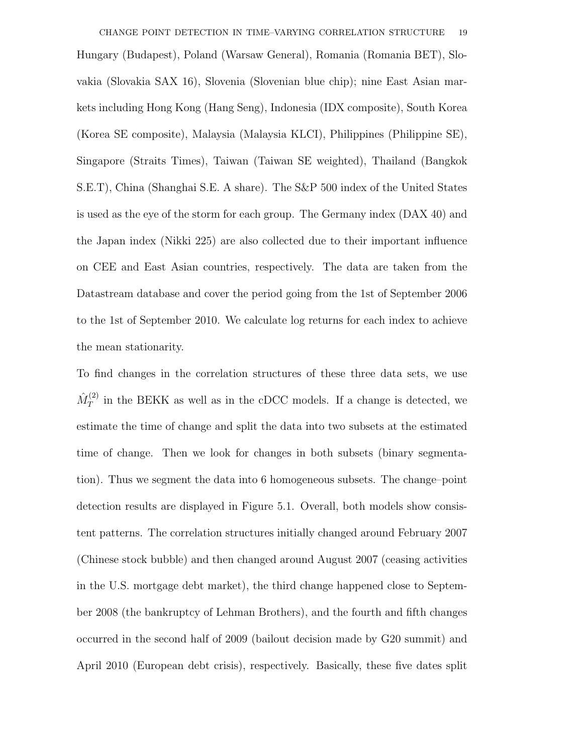Hungary (Budapest), Poland (Warsaw General), Romania (Romania BET), Slovakia (Slovakia SAX 16), Slovenia (Slovenian blue chip); nine East Asian markets including Hong Kong (Hang Seng), Indonesia (IDX composite), South Korea (Korea SE composite), Malaysia (Malaysia KLCI), Philippines (Philippine SE), Singapore (Straits Times), Taiwan (Taiwan SE weighted), Thailand (Bangkok S.E.T), China (Shanghai S.E. A share). The S&P 500 index of the United States is used as the eye of the storm for each group. The Germany index (DAX 40) and the Japan index (Nikki 225) are also collected due to their important influence on CEE and East Asian countries, respectively. The data are taken from the Datastream database and cover the period going from the 1st of September 2006 to the 1st of September 2010. We calculate log returns for each index to achieve the mean stationarity.

To find changes in the correlation structures of these three data sets, we use $\hat{M}_T^{(2)}$ in the BEKK as well as in the cDCC models. If a change is detected, we estimate the time of change and split the data into two subsets at the estimated time of change. Then we look for changes in both subsets (binary segmentation). Thus we segment the data into 6 homogeneous subsets. The change–point detection results are displayed in Figure 5.1. Overall, both models show consistent patterns. The correlation structures initially changed around February 2007 (Chinese stock bubble) and then changed around August 2007 (ceasing activities in the U.S. mortgage debt market), the third change happened close to September 2008 (the bankruptcy of Lehman Brothers), and the fourth and fifth changes occurred in the second half of 2009 (bailout decision made by G20 summit) and April 2010 (European debt crisis), respectively. Basically, these five dates split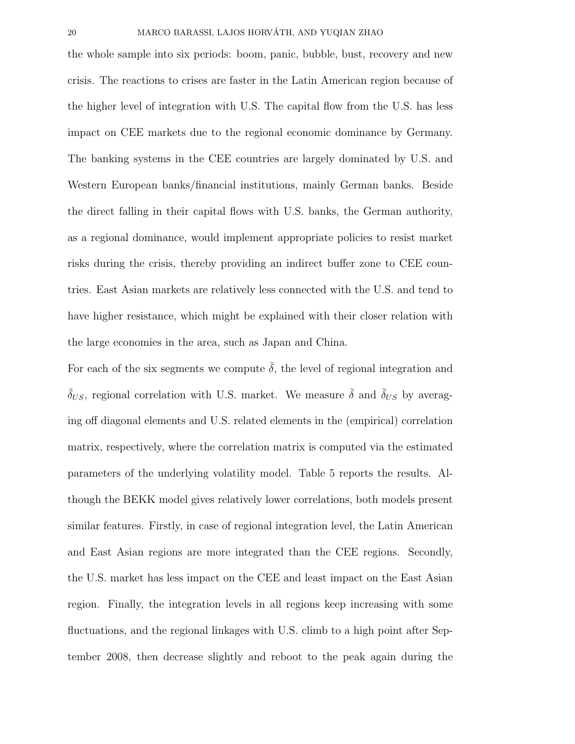the whole sample into six periods: boom, panic, bubble, bust, recovery and new crisis. The reactions to crises are faster in the Latin American region because of the higher level of integration with U.S. The capital flow from the U.S. has less impact on CEE markets due to the regional economic dominance by Germany. The banking systems in the CEE countries are largely dominated by U.S. and Western European banks/financial institutions, mainly German banks. Beside the direct falling in their capital flows with U.S. banks, the German authority, as a regional dominance, would implement appropriate policies to resist market risks during the crisis, thereby providing an indirect buffer zone to CEE countries. East Asian markets are relatively less connected with the U.S. and tend to have higher resistance, which might be explained with their closer relation with the large economies in the area, such as Japan and China.

For each of the six segments we compute $\bar{\bar{\delta}}$, the level of regional integration and $\bar{\bar{\delta}}_{US}$, regional correlation with U.S. market. We measure $\bar{\bar{\delta}}$ and $\bar{\bar{\delta}}_{US}$ by averaging off diagonal elements and U.S. related elements in the (empirical) correlation matrix, respectively, where the correlation matrix is computed via the estimated parameters of the underlying volatility model. Table 5 reports the results. Although the BEKK model gives relatively lower correlations, both models present similar features. Firstly, in case of regional integration level, the Latin American and East Asian regions are more integrated than the CEE regions. Secondly, the U.S. market has less impact on the CEE and least impact on the East Asian region. Finally, the integration levels in all regions keep increasing with some fluctuations, and the regional linkages with U.S. climb to a high point after September 2008, then decrease slightly and reboot to the peak again during the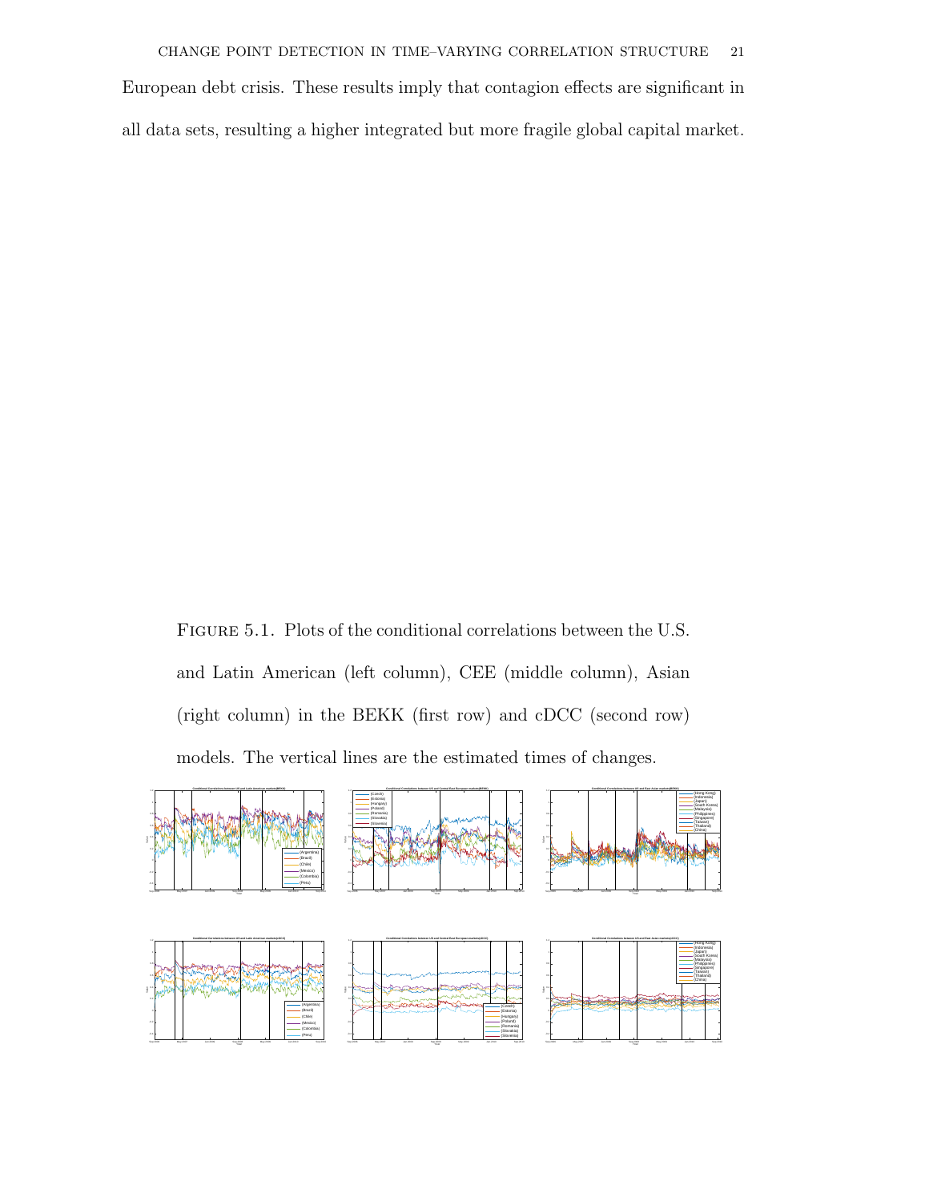European debt crisis. These results imply that contagion effects are significant in all data sets, resulting a higher integrated but more fragile global capital market.

FIGURE 5.1. Plots of the conditional correlations between the U.S. and Latin American (left column), CEE (middle column), Asian (right column) in the BEKK (first row) and cDCC (second row) models. The vertical lines are the estimated times of changes.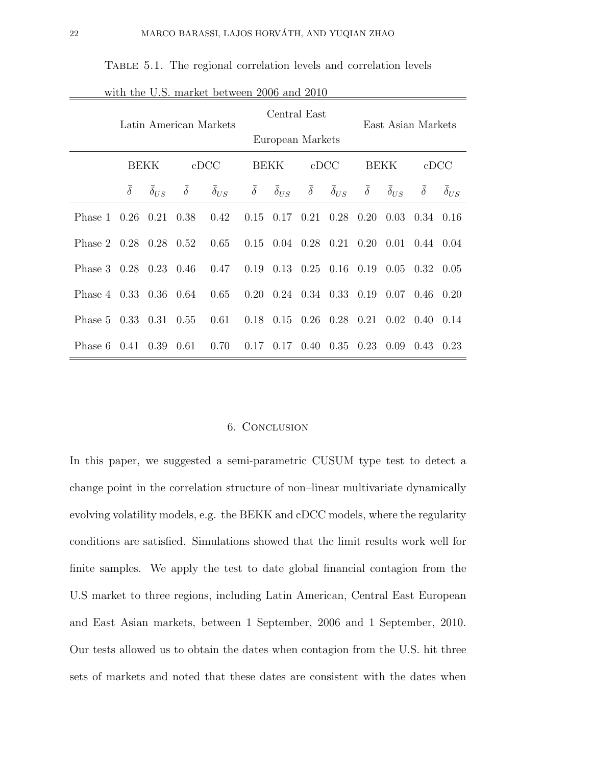TABLE 5.1. The regional correlation levels and correlation levels with the U.S. market between 2006 and 2010

| | Latin American Markets | | | | Central East European Markets | | | | East Asian Markets | | | |
|---|---|---|---|---|---|---|---|---|---|---|---|---|
| | BEKK | | cDCC | | BEKK | | cDCC | | BEKK | | cDCC | |
| | $\bar{\delta}$ | $\bar{\delta}_{US}$ | $\bar{\delta}$ | $\bar{\delta}_{US}$ | $\bar{\delta}$ | $\bar{\delta}_{US}$ | $\bar{\delta}$ | $\bar{\delta}_{US}$ | $\bar{\delta}$ | $\bar{\delta}_{US}$ | $\bar{\delta}$ | $\bar{\delta}_{US}$ |
| Phase 1 | 0.26 | 0.21 | 0.38 | 0.42 | 0.15 | 0.17 | 0.21 | 0.28 | 0.20 | 0.03 | 0.34 | 0.16 |
| Phase 2 | 0.28 | 0.28 | 0.52 | 0.65 | 0.15 | 0.04 | 0.28 | 0.21 | 0.20 | 0.01 | 0.44 | 0.04 |
| Phase 3 | 0.28 | 0.23 | 0.46 | 0.47 | 0.19 | 0.13 | 0.25 | 0.16 | 0.19 | 0.05 | 0.32 | 0.05 |
| Phase 4 | 0.33 | 0.36 | 0.64 | 0.65 | 0.20 | 0.24 | 0.34 | 0.33 | 0.19 | 0.07 | 0.46 | 0.20 |
| Phase 5 | 0.33 | 0.31 | 0.55 | 0.61 | 0.18 | 0.15 | 0.26 | 0.28 | 0.21 | 0.02 | 0.40 | 0.14 |
| Phase 6 | 0.41 | 0.39 | 0.61 | 0.70 | 0.17 | 0.17 | 0.40 | 0.35 | 0.23 | 0.09 | 0.43 | 0.23 |

## 6. Conclusion

In this paper, we suggested a semi-parametric CUSUM type test to detect a change point in the correlation structure of non–linear multivariate dynamically evolving volatility models, e.g. the BEKK and cDCC models, where the regularity conditions are satisfied. Simulations showed that the limit results work well for finite samples. We apply the test to date global financial contagion from the U.S market to three regions, including Latin American, Central East European and East Asian markets, between 1 September, 2006 and 1 September, 2010. Our tests allowed us to obtain the dates when contagion from the U.S. hit three sets of markets and noted that these dates are consistent with the dates when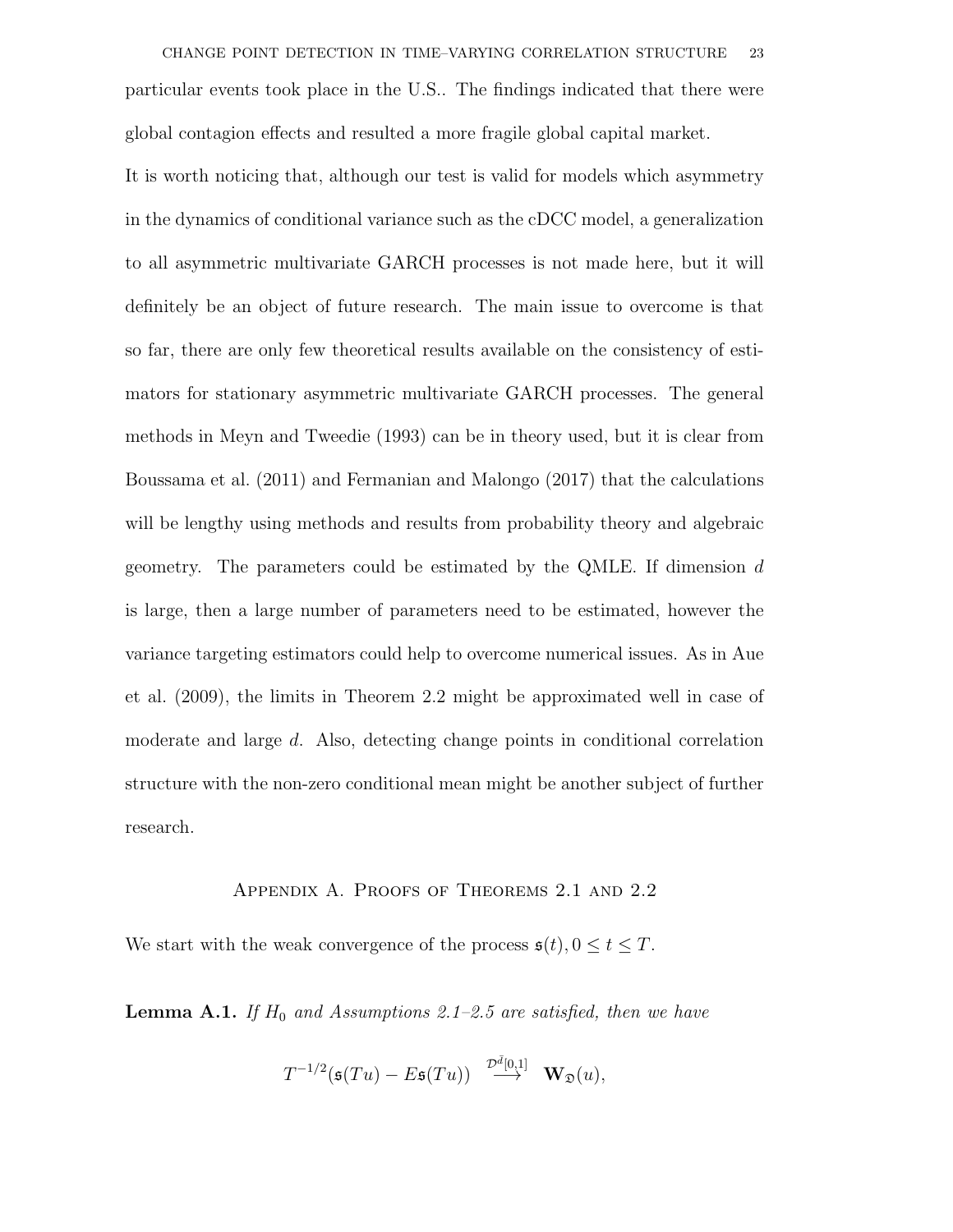particular events took place in the U.S.. The findings indicated that there were global contagion effects and resulted a more fragile global capital market.

It is worth noticing that, although our test is valid for models which asymmetry in the dynamics of conditional variance such as the cDCC model, a generalization to all asymmetric multivariate GARCH processes is not made here, but it will definitely be an object of future research. The main issue to overcome is that so far, there are only few theoretical results available on the consistency of estimators for stationary asymmetric multivariate GARCH processes. The general methods in Meyn and Tweedie (1993) can be in theory used, but it is clear from Boussama et al. (2011) and Fermanian and Malongo (2017) that the calculations will be lengthy using methods and results from probability theory and algebraic geometry. The parameters could be estimated by the QMLE. If dimension $d$ is large, then a large number of parameters need to be estimated, however the variance targeting estimators could help to overcome numerical issues. As in Aue et al. (2009), the limits in Theorem 2.2 might be approximated well in case of moderate and large $d$. Also, detecting change points in conditional correlation structure with the non-zero conditional mean might be another subject of further research.

## Appendix A. Proofs of Theorems 2.1 and 2.2

We start with the weak convergence of the process $\mathfrak{s}(t), 0 \leq t \leq T$.

**Lemma A.1.** *If $H_0$ and Assumptions 2.1–2.5 are satisfied, then we have*

$$T^{-1/2}(\mathfrak{s}(Tu) - E\mathfrak{s}(Tu)) \quad \stackrel{\mathcal{D}^{\bar{d}}[0,1]}{\longrightarrow} \quad \mathbf{W}_{\mathfrak{D}}(u),$$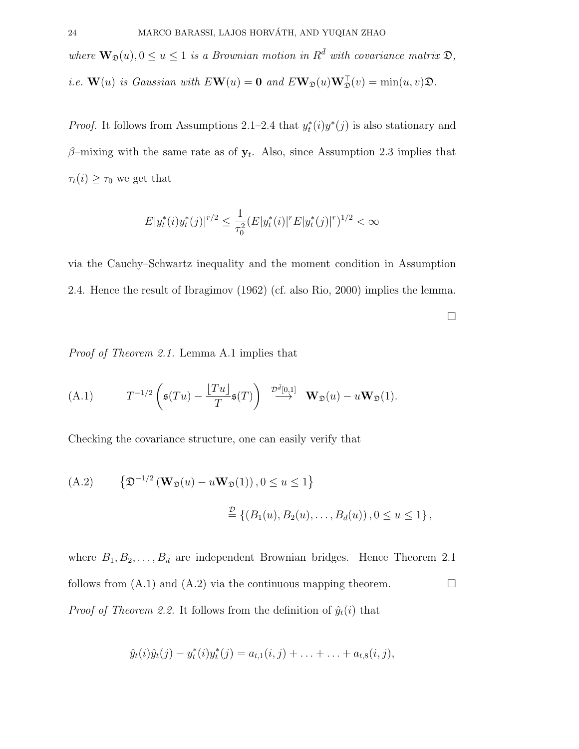*where* $\mathbf{W}_{\mathfrak{D}}(u), 0 \le u \le 1$ *is a Brownian motion in* $R^{\bar{d}}$ *with covariance matrix* $\mathfrak{D}$*, i.e.* $\mathbf{W}(u)$ *is Gaussian with* $E\mathbf{W}(u) = \mathbf{0}$ *and* $E\mathbf{W}_{\mathfrak{D}}(u)\mathbf{W}_{\mathfrak{D}}^{\top}(v) = \min(u, v)\mathfrak{D}$.

*Proof.* It follows from Assumptions 2.1–2.4 that $y_t^*(i)y^*(j)$ is also stationary and $\beta$–mixing with the same rate as of $\mathbf{y}_t$. Also, since Assumption 2.3 implies that $\tau_t(i) \ge \tau_0$ we get that

$$E|y_t^*(i)y_t^*(j)|^{r/2} \le \frac{1}{\tau_0^2}(E|y_t^*(i)|^r E|y_t^*(j)|^r)^{1/2} < \infty$$

via the Cauchy–Schwartz inequality and the moment condition in Assumption 2.4. Hence the result of Ibragimov (1962) (cf. also Rio, 2000) implies the lemma. □

*Proof of Theorem 2.1.* Lemma A.1 implies that

$$T^{-1/2}\left(\mathfrak{s}(Tu) - \frac{\lfloor Tu \rfloor}{T}\mathfrak{s}(T)\right) \overset{\mathcal{D}^{\bar{d}}[0,1]}{\longrightarrow} \mathbf{W}_{\mathfrak{D}}(u) - u\mathbf{W}_{\mathfrak{D}}(1). \tag{A.1}$$

Checking the covariance structure, one can easily verify that

$$\left\{\mathfrak{D}^{-1/2}\left(\mathbf{W}_{\mathfrak{D}}(u) - u\mathbf{W}_{\mathfrak{D}}(1)\right), 0 \le u \le 1\right\} \overset{\mathcal{D}}{=} \left\{(B_1(u), B_2(u), \ldots, B_{\bar{d}}(u)), 0 \le u \le 1\right\}, \tag{A.2}$$

where $B_1, B_2, \ldots, B_{\bar{d}}$ are independent Brownian bridges. Hence Theorem 2.1 follows from (A.1) and (A.2) via the continuous mapping theorem. □

*Proof of Theorem 2.2.* It follows from the definition of $\hat{y}_t(i)$ that

$$\hat{y}_t(i)\hat{y}_t(j) - y_t^*(i)y_t^*(j) = a_{t,1}(i,j) + \ldots + \ldots + a_{t,8}(i,j),$$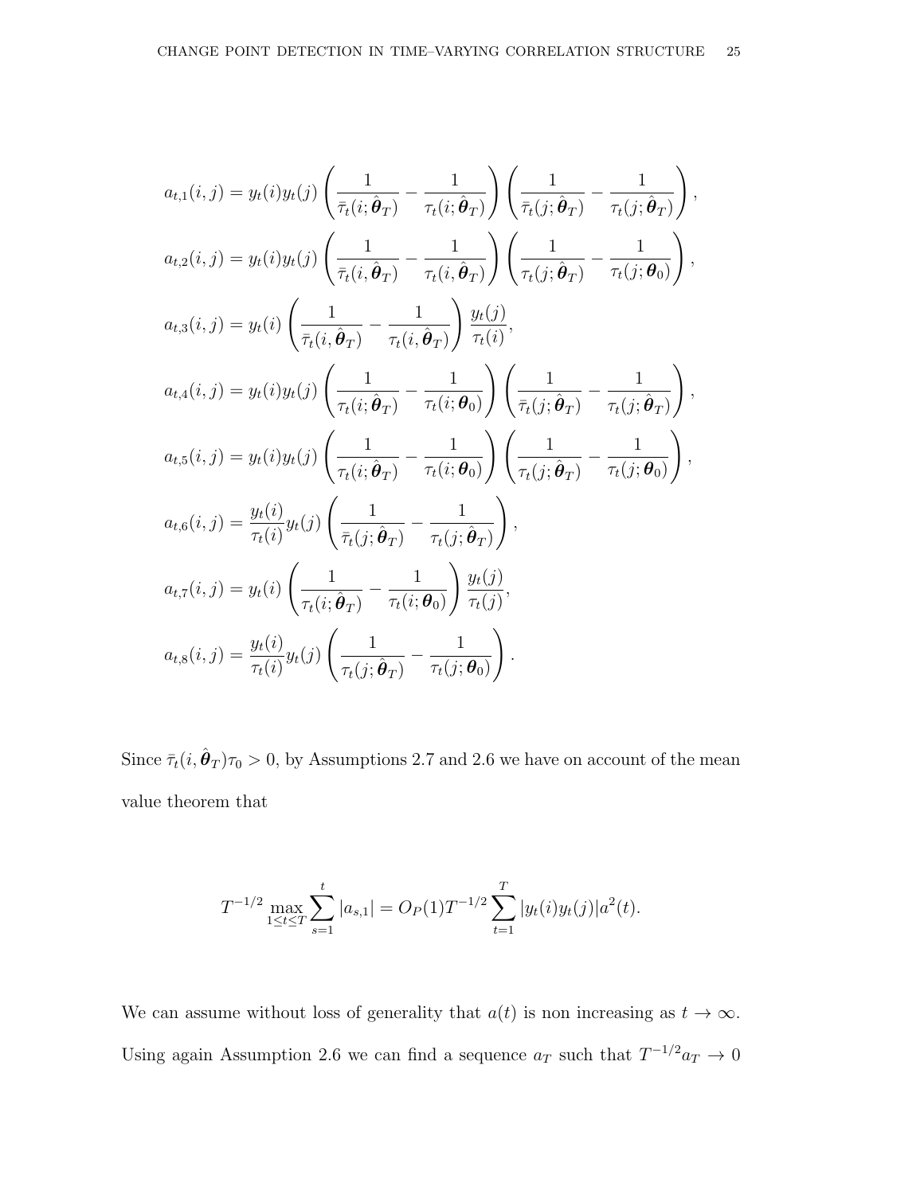$$a_{t,1}(i,j) = y_t(i)y_t(j)\left(\frac{1}{\bar{\tau}_t(i;\hat{\boldsymbol{\theta}}_T)} - \frac{1}{\tau_t(i;\hat{\boldsymbol{\theta}}_T)}\right)\left(\frac{1}{\bar{\tau}_t(j;\hat{\boldsymbol{\theta}}_T)} - \frac{1}{\tau_t(j;\hat{\boldsymbol{\theta}}_T)}\right),$$

$$a_{t,2}(i,j) = y_t(i)y_t(j)\left(\frac{1}{\bar{\tau}_t(i,\hat{\boldsymbol{\theta}}_T)} - \frac{1}{\tau_t(i,\hat{\boldsymbol{\theta}}_T)}\right)\left(\frac{1}{\tau_t(j;\hat{\boldsymbol{\theta}}_T)} - \frac{1}{\tau_t(j;\boldsymbol{\theta}_0)}\right),$$

$$a_{t,3}(i,j) = y_t(i)\left(\frac{1}{\bar{\tau}_t(i,\hat{\boldsymbol{\theta}}_T)} - \frac{1}{\tau_t(i,\hat{\boldsymbol{\theta}}_T)}\right)\frac{y_t(j)}{\tau_t(i)},$$

$$a_{t,4}(i,j) = y_t(i)y_t(j)\left(\frac{1}{\tau_t(i;\hat{\boldsymbol{\theta}}_T)} - \frac{1}{\tau_t(i;\boldsymbol{\theta}_0)}\right)\left(\frac{1}{\bar{\tau}_t(j;\hat{\boldsymbol{\theta}}_T)} - \frac{1}{\tau_t(j;\hat{\boldsymbol{\theta}}_T)}\right),$$

$$a_{t,5}(i,j) = y_t(i)y_t(j)\left(\frac{1}{\tau_t(i;\hat{\boldsymbol{\theta}}_T)} - \frac{1}{\tau_t(i;\boldsymbol{\theta}_0)}\right)\left(\frac{1}{\tau_t(j;\hat{\boldsymbol{\theta}}_T)} - \frac{1}{\tau_t(j;\boldsymbol{\theta}_0)}\right),$$

$$a_{t,6}(i,j) = \frac{y_t(i)}{\tau_t(i)}y_t(j)\left(\frac{1}{\bar{\tau}_t(j;\hat{\boldsymbol{\theta}}_T)} - \frac{1}{\tau_t(j;\hat{\boldsymbol{\theta}}_T)}\right),$$

$$a_{t,7}(i,j) = y_t(i)\left(\frac{1}{\tau_t(i;\hat{\boldsymbol{\theta}}_T)} - \frac{1}{\tau_t(i;\boldsymbol{\theta}_0)}\right)\frac{y_t(j)}{\tau_t(j)},$$

$$a_{t,8}(i,j) = \frac{y_t(i)}{\tau_t(i)}y_t(j)\left(\frac{1}{\tau_t(j;\hat{\boldsymbol{\theta}}_T)} - \frac{1}{\tau_t(j;\boldsymbol{\theta}_0)}\right).$$

Since $\bar{\tau}_t(i,\hat{\boldsymbol{\theta}}_T)\tau_0 > 0$, by Assumptions 2.7 and 2.6 we have on account of the mean value theorem that

$$T^{-1/2}\max_{1\le t\le T}\sum_{s=1}^{t}|a_{s,1}| = O_P(1)T^{-1/2}\sum_{t=1}^{T}|y_t(i)y_t(j)|a^2(t).$$

We can assume without loss of generality that $a(t)$ is non increasing as $t\to\infty$. Using again Assumption 2.6 we can find a sequence $a_T$ such that $T^{-1/2}a_T \to 0$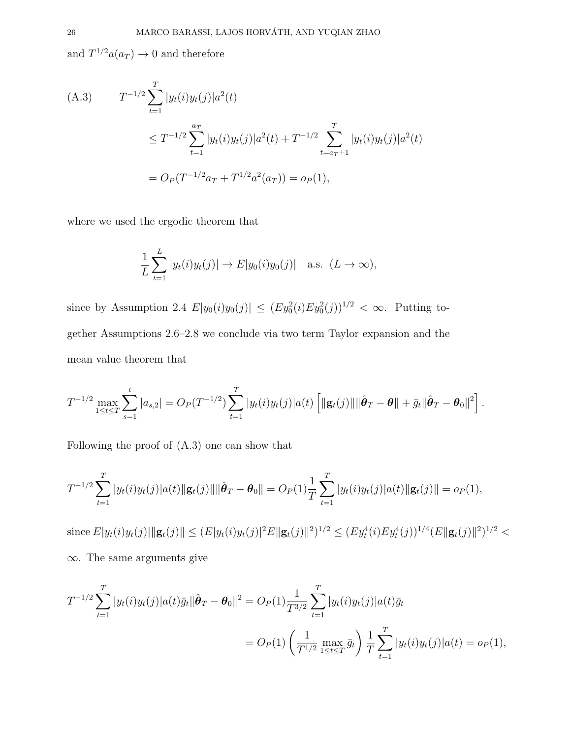and $T^{1/2}a(a_T) \to 0$ and therefore

$$
\text{(A.3)} \qquad T^{-1/2}\sum_{t=1}^{T}|y_t(i)y_t(j)|a^2(t)
$$

$$
\leq T^{-1/2}\sum_{t=1}^{a_T}|y_t(i)y_t(j)|a^2(t) + T^{-1/2}\sum_{t=a_T+1}^{T}|y_t(i)y_t(j)|a^2(t)
$$

$$
= O_P(T^{-1/2}a_T + T^{1/2}a^2(a_T)) = o_P(1),
$$

where we used the ergodic theorem that

$$
\frac{1}{L}\sum_{t=1}^{L}|y_t(i)y_t(j)| \to E|y_0(i)y_0(j)| \quad \text{a.s. } (L \to \infty),
$$

since by Assumption 2.4 $E|y_0(i)y_0(j)| \leq (Ey_0^2(i)Ey_0^2(j))^{1/2} < \infty$. Putting together Assumptions 2.6–2.8 we conclude via two term Taylor expansion and the mean value theorem that

$$
T^{-1/2}\max_{1\leq t\leq T}\sum_{s=1}^{t}|a_{s,2}| = O_P(T^{-1/2})\sum_{t=1}^{T}|y_t(i)y_t(j)|a(t)\left[\|\mathbf{g}_t(j)\|\|\hat{\boldsymbol{\theta}}_T - \boldsymbol{\theta}\| + \bar{g}_t\|\hat{\boldsymbol{\theta}}_T - \boldsymbol{\theta}_0\|^2\right].
$$

Following the proof of (A.3) one can show that

$$
T^{-1/2}\sum_{t=1}^{T}|y_t(i)y_t(j)|a(t)\|\mathbf{g}_t(j)\|\|\hat{\boldsymbol{\theta}}_T - \boldsymbol{\theta}_0\| = O_P(1)\frac{1}{T}\sum_{t=1}^{T}|y_t(i)y_t(j)|a(t)\|\mathbf{g}_t(j)\| = o_P(1),
$$

since $E|y_t(i)y_t(j)|\|\mathbf{g}_t(j)\| \leq (E|y_t(i)y_t(j)|^2E\|\mathbf{g}_t(j)\|^2)^{1/2} \leq (Ey_t^4(i)Ey_t^4(j))^{1/4}(E\|\mathbf{g}_t(j)\|^2)^{1/2} < \infty$. The same arguments give

$$
T^{-1/2}\sum_{t=1}^{T}|y_t(i)y_t(j)|a(t)\bar{g}_t\|\hat{\boldsymbol{\theta}}_T - \boldsymbol{\theta}_0\|^2 = O_P(1)\frac{1}{T^{3/2}}\sum_{t=1}^{T}|y_t(i)y_t(j)|a(t)\bar{g}_t
$$

$$
= O_P(1)\left(\frac{1}{T^{1/2}}\max_{1\leq t\leq T}\bar{g}_t\right)\frac{1}{T}\sum_{t=1}^{T}|y_t(i)y_t(j)|a(t) = o_P(1),
$$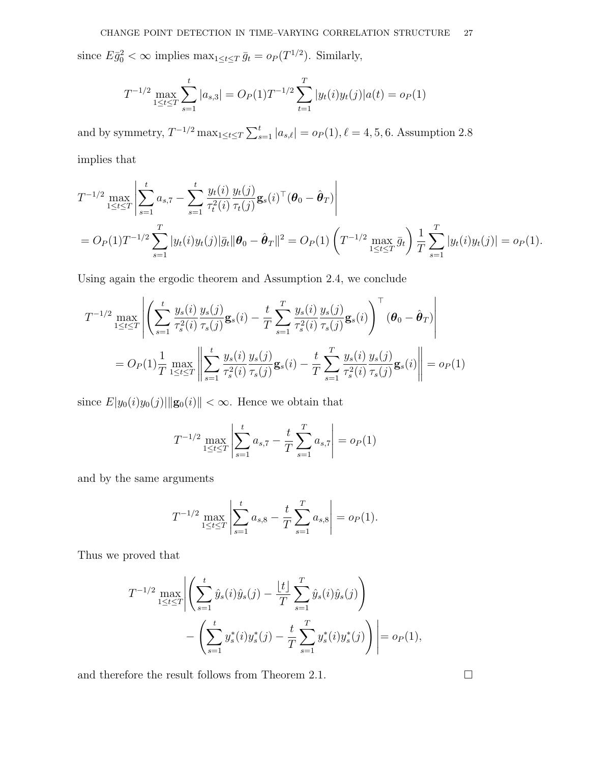since $E\bar{g}_0^2 < \infty$ implies $\max_{1 \le t \le T} \bar{g}_t = o_P(T^{1/2})$. Similarly,

$$T^{-1/2} \max_{1 \le t \le T} \sum_{s=1}^{t} |a_{s,3}| = O_P(1) T^{-1/2} \sum_{t=1}^{T} |y_t(i) y_t(j)| a(t) = o_P(1)$$

and by symmetry, $T^{-1/2} \max_{1 \le t \le T} \sum_{s=1}^{t} |a_{s,\ell}| = o_P(1), \ell = 4, 5, 6$. Assumption 2.8 implies that

$$\begin{aligned}
&T^{-1/2} \max_{1 \le t \le T} \left| \sum_{s=1}^{t} a_{s,7} - \sum_{s=1}^{t} \frac{y_t(i)}{\tau_t^2(i)} \frac{y_t(j)}{\tau_t(j)} \mathbf{g}_s(i)^\top (\boldsymbol{\theta}_0 - \hat{\boldsymbol{\theta}}_T) \right| \\
&= O_P(1) T^{-1/2} \sum_{s=1}^{T} |y_t(i) y_t(j)| \bar{g}_t \|\boldsymbol{\theta}_0 - \hat{\boldsymbol{\theta}}_T\|^2 = O_P(1) \left( T^{-1/2} \max_{1 \le t \le T} \bar{g}_t \right) \frac{1}{T} \sum_{s=1}^{T} |y_t(i) y_t(j)| = o_P(1).
\end{aligned}$$

Using again the ergodic theorem and Assumption 2.4, we conclude

$$\begin{aligned}
&T^{-1/2} \max_{1 \le t \le T} \left| \left( \sum_{s=1}^{t} \frac{y_s(i)}{\tau_s^2(i)} \frac{y_s(j)}{\tau_s(j)} \mathbf{g}_s(i) - \frac{t}{T} \sum_{s=1}^{T} \frac{y_s(i)}{\tau_s^2(i)} \frac{y_s(j)}{\tau_s(j)} \mathbf{g}_s(i) \right)^\top (\boldsymbol{\theta}_0 - \hat{\boldsymbol{\theta}}_T) \right| \\
&\quad = O_P(1) \frac{1}{T} \max_{1 \le t \le T} \left\| \sum_{s=1}^{t} \frac{y_s(i)}{\tau_s^2(i)} \frac{y_s(j)}{\tau_s(j)} \mathbf{g}_s(i) - \frac{t}{T} \sum_{s=1}^{T} \frac{y_s(i)}{\tau_s^2(i)} \frac{y_s(j)}{\tau_s(j)} \mathbf{g}_s(i) \right\| = o_P(1)
\end{aligned}$$

since $E|y_0(i) y_0(j)| \|\mathbf{g}_0(i)\| < \infty$. Hence we obtain that

$$T^{-1/2} \max_{1 \le t \le T} \left| \sum_{s=1}^{t} a_{s,7} - \frac{t}{T} \sum_{s=1}^{T} a_{s,7} \right| = o_P(1)$$

and by the same arguments

$$T^{-1/2} \max_{1 \le t \le T} \left| \sum_{s=1}^{t} a_{s,8} - \frac{t}{T} \sum_{s=1}^{T} a_{s,8} \right| = o_P(1).$$

Thus we proved that

$$\begin{aligned}
T^{-1/2} \max_{1 \le t \le T} &\left| \left( \sum_{s=1}^{t} \hat{y}_s(i) \hat{y}_s(j) - \frac{\lfloor t \rfloor}{T} \sum_{s=1}^{T} \hat{y}_s(i) \hat{y}_s(j) \right) \right. \\
&\quad \left. - \left( \sum_{s=1}^{t} y_s^*(i) y_s^*(j) - \frac{t}{T} \sum_{s=1}^{T} y_s^*(i) y_s^*(j) \right) \right| = o_P(1),
\end{aligned}$$

and therefore the result follows from Theorem 2.1. $\square$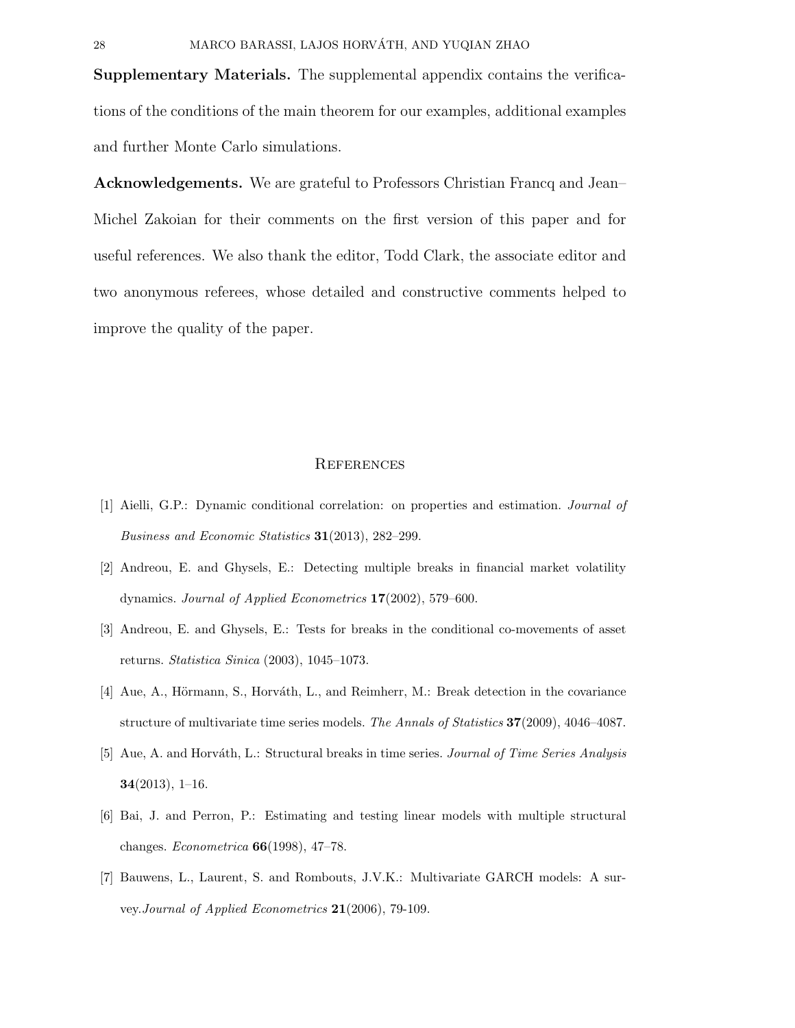**Supplementary Materials.** The supplemental appendix contains the verifications of the conditions of the main theorem for our examples, additional examples and further Monte Carlo simulations.

**Acknowledgements.** We are grateful to Professors Christian Francq and Jean–Michel Zakoian for their comments on the first version of this paper and for useful references. We also thank the editor, Todd Clark, the associate editor and two anonymous referees, whose detailed and constructive comments helped to improve the quality of the paper.

## References

[1] Aielli, G.P.: Dynamic conditional correlation: on properties and estimation. *Journal of Business and Economic Statistics* **31**(2013), 282–299.

[2] Andreou, E. and Ghysels, E.: Detecting multiple breaks in financial market volatility dynamics. *Journal of Applied Econometrics* **17**(2002), 579–600.

[3] Andreou, E. and Ghysels, E.: Tests for breaks in the conditional co-movements of asset returns. *Statistica Sinica* (2003), 1045–1073.

[4] Aue, A., Hörmann, S., Horváth, L., and Reimherr, M.: Break detection in the covariance structure of multivariate time series models. *The Annals of Statistics* **37**(2009), 4046–4087.

[5] Aue, A. and Horváth, L.: Structural breaks in time series. *Journal of Time Series Analysis* **34**(2013), 1–16.

[6] Bai, J. and Perron, P.: Estimating and testing linear models with multiple structural changes. *Econometrica* **66**(1998), 47–78.

[7] Bauwens, L., Laurent, S. and Rombouts, J.V.K.: Multivariate GARCH models: A survey.*Journal of Applied Econometrics* **21**(2006), 79-109.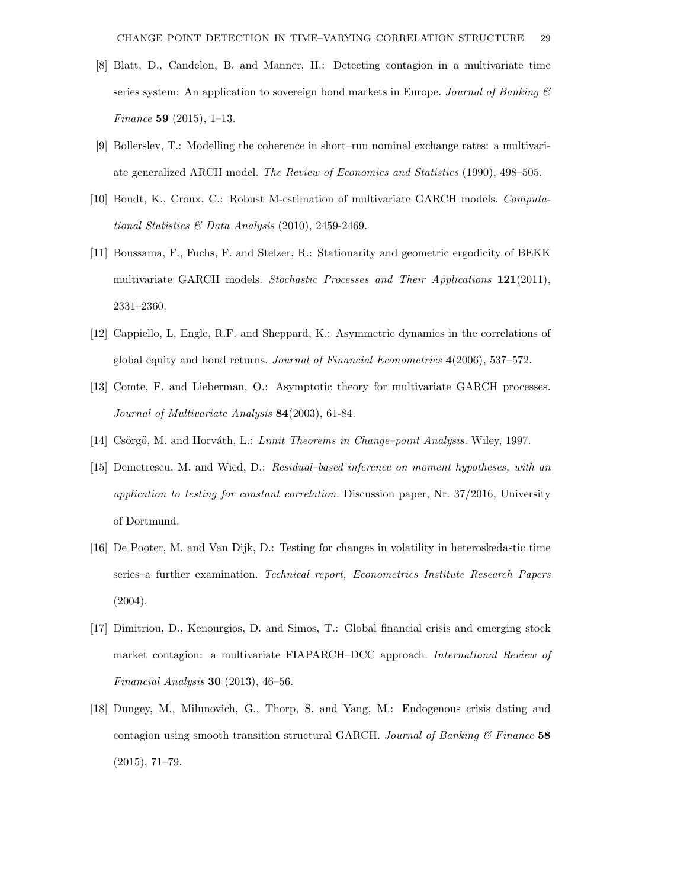[8] Blatt, D., Candelon, B. and Manner, H.: Detecting contagion in a multivariate time series system: An application to sovereign bond markets in Europe. *Journal of Banking & Finance* **59** (2015), 1–13.

[9] Bollerslev, T.: Modelling the coherence in short–run nominal exchange rates: a multivariate generalized ARCH model. *The Review of Economics and Statistics* (1990), 498–505.

[10] Boudt, K., Croux, C.: Robust M-estimation of multivariate GARCH models. *Computational Statistics & Data Analysis* (2010), 2459-2469.

[11] Boussama, F., Fuchs, F. and Stelzer, R.: Stationarity and geometric ergodicity of BEKK multivariate GARCH models. *Stochastic Processes and Their Applications* **121**(2011), 2331–2360.

[12] Cappiello, L, Engle, R.F. and Sheppard, K.: Asymmetric dynamics in the correlations of global equity and bond returns. *Journal of Financial Econometrics* **4**(2006), 537–572.

[13] Comte, F. and Lieberman, O.: Asymptotic theory for multivariate GARCH processes. *Journal of Multivariate Analysis* **84**(2003), 61-84.

[14] Csörgő, M. and Horváth, L.: *Limit Theorems in Change–point Analysis.* Wiley, 1997.

[15] Demetrescu, M. and Wied, D.: *Residual–based inference on moment hypotheses, with an application to testing for constant correlation.* Discussion paper, Nr. 37/2016, University of Dortmund.

[16] De Pooter, M. and Van Dijk, D.: Testing for changes in volatility in heteroskedastic time series–a further examination. *Technical report, Econometrics Institute Research Papers* (2004).

[17] Dimitriou, D., Kenourgios, D. and Simos, T.: Global financial crisis and emerging stock market contagion: a multivariate FIAPARCH–DCC approach. *International Review of Financial Analysis* **30** (2013), 46–56.

[18] Dungey, M., Milunovich, G., Thorp, S. and Yang, M.: Endogenous crisis dating and contagion using smooth transition structural GARCH. *Journal of Banking & Finance* **58** (2015), 71–79.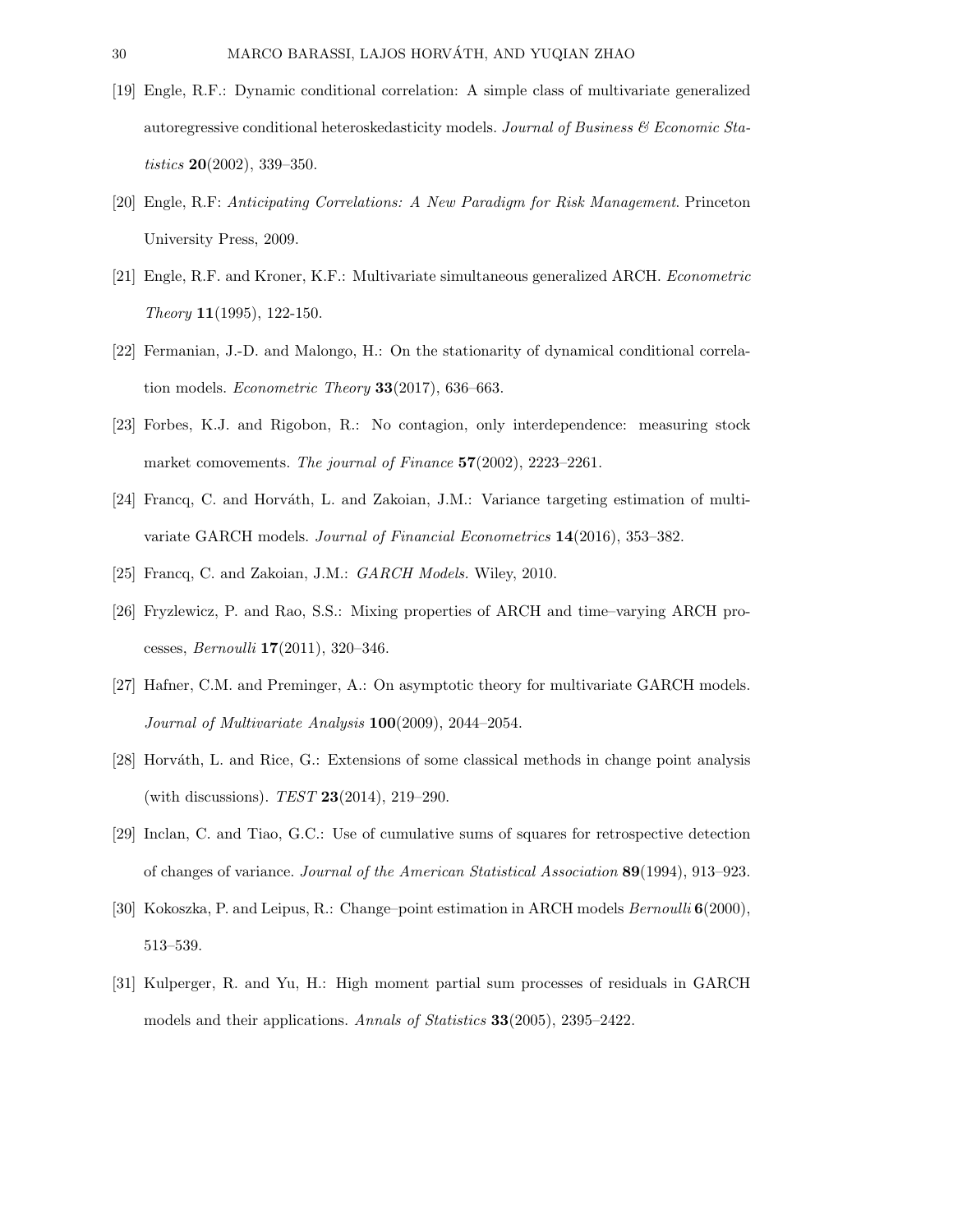[19] Engle, R.F.: Dynamic conditional correlation: A simple class of multivariate generalized autoregressive conditional heteroskedasticity models. *Journal of Business & Economic Statistics* **20**(2002), 339–350.

[20] Engle, R.F: *Anticipating Correlations: A New Paradigm for Risk Management*. Princeton University Press, 2009.

[21] Engle, R.F. and Kroner, K.F.: Multivariate simultaneous generalized ARCH. *Econometric Theory* **11**(1995), 122-150.

[22] Fermanian, J.-D. and Malongo, H.: On the stationarity of dynamical conditional correlation models. *Econometric Theory* **33**(2017), 636–663.

[23] Forbes, K.J. and Rigobon, R.: No contagion, only interdependence: measuring stock market comovements. *The journal of Finance* **57**(2002), 2223–2261.

[24] Francq, C. and Horváth, L. and Zakoian, J.M.: Variance targeting estimation of multivariate GARCH models. *Journal of Financial Econometrics* **14**(2016), 353–382.

[25] Francq, C. and Zakoian, J.M.: *GARCH Models.* Wiley, 2010.

[26] Fryzlewicz, P. and Rao, S.S.: Mixing properties of ARCH and time–varying ARCH processes, *Bernoulli* **17**(2011), 320–346.

[27] Hafner, C.M. and Preminger, A.: On asymptotic theory for multivariate GARCH models. *Journal of Multivariate Analysis* **100**(2009), 2044–2054.

[28] Horváth, L. and Rice, G.: Extensions of some classical methods in change point analysis (with discussions). *TEST* **23**(2014), 219–290.

[29] Inclan, C. and Tiao, G.C.: Use of cumulative sums of squares for retrospective detection of changes of variance. *Journal of the American Statistical Association* **89**(1994), 913–923.

[30] Kokoszka, P. and Leipus, R.: Change–point estimation in ARCH models *Bernoulli* **6**(2000), 513–539.

[31] Kulperger, R. and Yu, H.: High moment partial sum processes of residuals in GARCH models and their applications. *Annals of Statistics* **33**(2005), 2395–2422.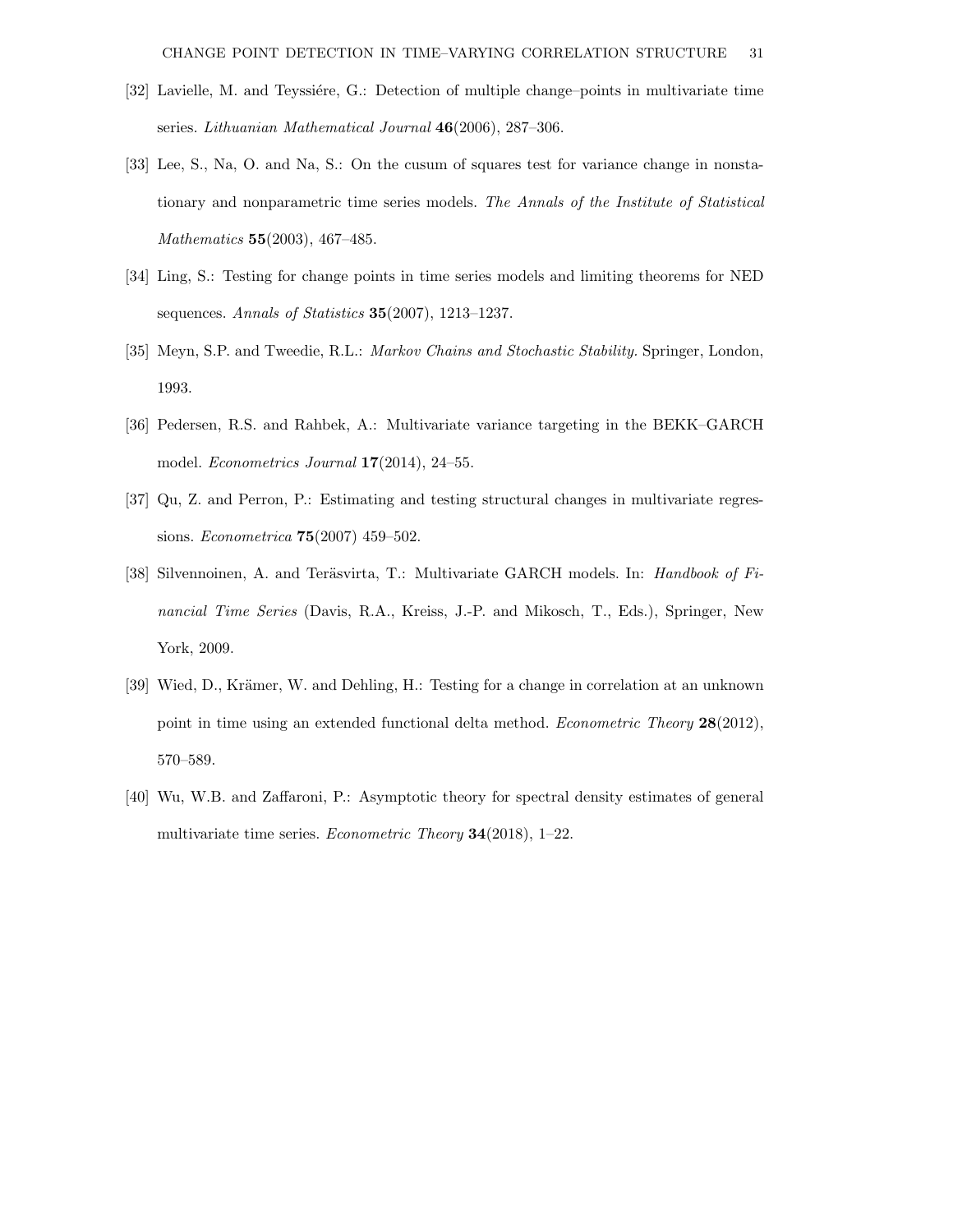[32] Lavielle, M. and Teyssiére, G.: Detection of multiple change–points in multivariate time series. *Lithuanian Mathematical Journal* **46**(2006), 287–306.

[33] Lee, S., Na, O. and Na, S.: On the cusum of squares test for variance change in nonstationary and nonparametric time series models. *The Annals of the Institute of Statistical Mathematics* **55**(2003), 467–485.

[34] Ling, S.: Testing for change points in time series models and limiting theorems for NED sequences. *Annals of Statistics* **35**(2007), 1213–1237.

[35] Meyn, S.P. and Tweedie, R.L.: *Markov Chains and Stochastic Stability.* Springer, London, 1993.

[36] Pedersen, R.S. and Rahbek, A.: Multivariate variance targeting in the BEKK–GARCH model. *Econometrics Journal* **17**(2014), 24–55.

[37] Qu, Z. and Perron, P.: Estimating and testing structural changes in multivariate regressions. *Econometrica* **75**(2007) 459–502.

[38] Silvennoinen, A. and Teräsvirta, T.: Multivariate GARCH models. In: *Handbook of Financial Time Series* (Davis, R.A., Kreiss, J.-P. and Mikosch, T., Eds.), Springer, New York, 2009.

[39] Wied, D., Krämer, W. and Dehling, H.: Testing for a change in correlation at an unknown point in time using an extended functional delta method. *Econometric Theory* **28**(2012), 570–589.

[40] Wu, W.B. and Zaffaroni, P.: Asymptotic theory for spectral density estimates of general multivariate time series. *Econometric Theory* **34**(2018), 1–22.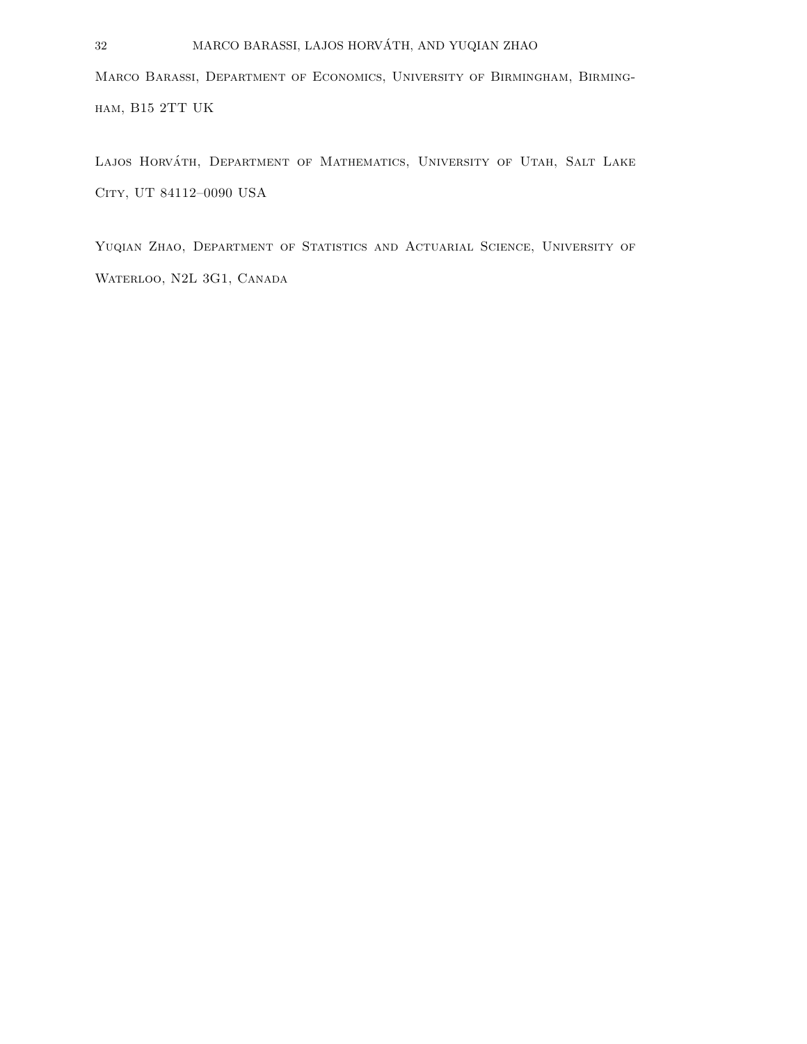Marco Barassi, Department of Economics, University of Birmingham, Birmingham, B15 2TT UK

Lajos Horváth, Department of Mathematics, University of Utah, Salt Lake City, UT 84112–0090 USA

Yuqian Zhao, Department of Statistics and Actuarial Science, University of Waterloo, N2L 3G1, Canada